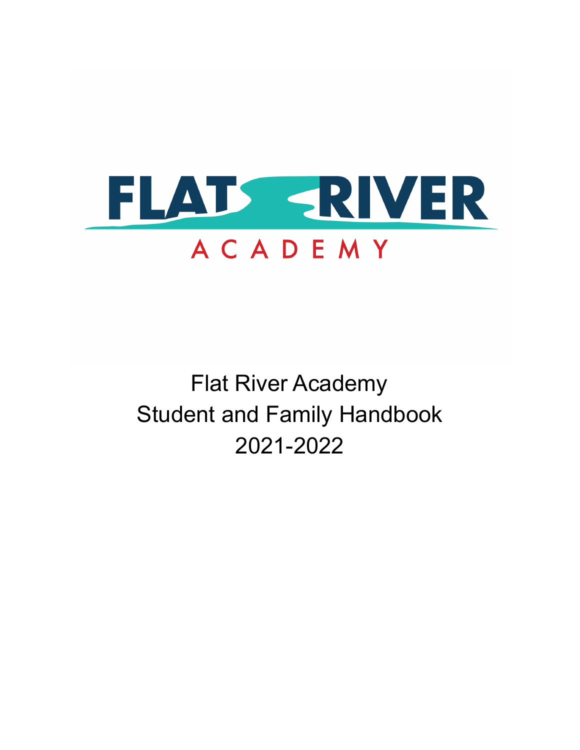FLAT RIVER

ACADEMY

# Flat River Academy
# Student and Family Handbook
# 2021-2022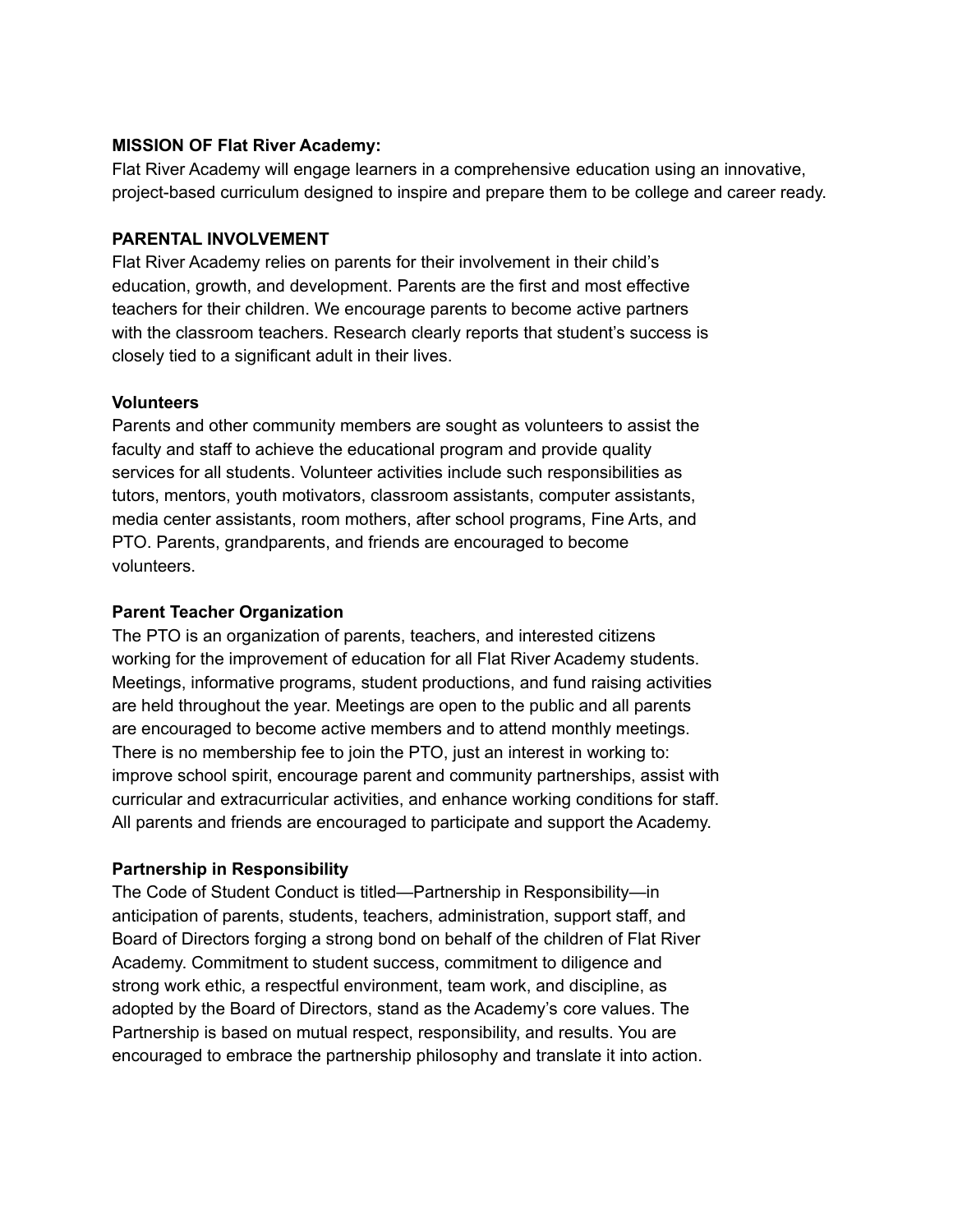**MISSION OF Flat River Academy:**
Flat River Academy will engage learners in a comprehensive education using an innovative, project-based curriculum designed to inspire and prepare them to be college and career ready.

**PARENTAL INVOLVEMENT**
Flat River Academy relies on parents for their involvement in their child's education, growth, and development. Parents are the first and most effective teachers for their children. We encourage parents to become active partners with the classroom teachers. Research clearly reports that student's success is closely tied to a significant adult in their lives.

**Volunteers**
Parents and other community members are sought as volunteers to assist the faculty and staff to achieve the educational program and provide quality services for all students. Volunteer activities include such responsibilities as tutors, mentors, youth motivators, classroom assistants, computer assistants, media center assistants, room mothers, after school programs, Fine Arts, and PTO. Parents, grandparents, and friends are encouraged to become volunteers.

**Parent Teacher Organization**
The PTO is an organization of parents, teachers, and interested citizens working for the improvement of education for all Flat River Academy students. Meetings, informative programs, student productions, and fund raising activities are held throughout the year. Meetings are open to the public and all parents are encouraged to become active members and to attend monthly meetings. There is no membership fee to join the PTO, just an interest in working to: improve school spirit, encourage parent and community partnerships, assist with curricular and extracurricular activities, and enhance working conditions for staff. All parents and friends are encouraged to participate and support the Academy.

**Partnership in Responsibility**
The Code of Student Conduct is titled—Partnership in Responsibility—in anticipation of parents, students, teachers, administration, support staff, and Board of Directors forging a strong bond on behalf of the children of Flat River Academy. Commitment to student success, commitment to diligence and strong work ethic, a respectful environment, team work, and discipline, as adopted by the Board of Directors, stand as the Academy's core values. The Partnership is based on mutual respect, responsibility, and results. You are encouraged to embrace the partnership philosophy and translate it into action.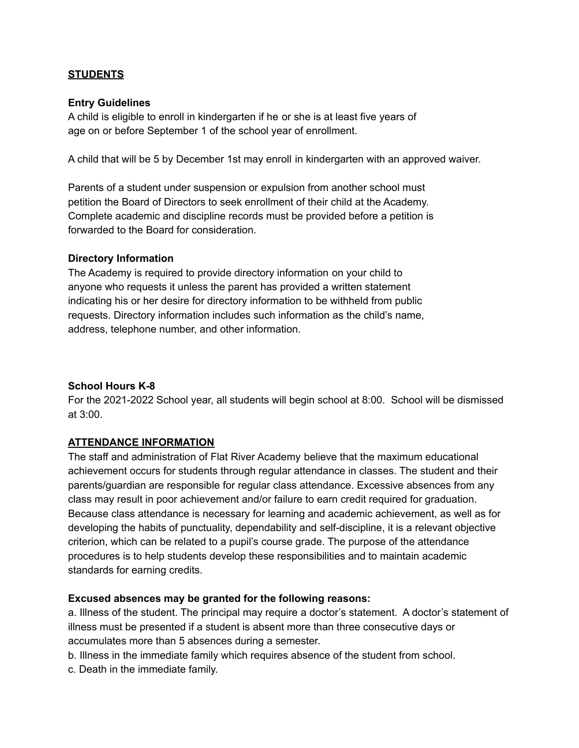## STUDENTS

### Entry Guidelines

A child is eligible to enroll in kindergarten if he or she is at least five years of age on or before September 1 of the school year of enrollment.

A child that will be 5 by December 1st may enroll in kindergarten with an approved waiver.

Parents of a student under suspension or expulsion from another school must petition the Board of Directors to seek enrollment of their child at the Academy. Complete academic and discipline records must be provided before a petition is forwarded to the Board for consideration.

### Directory Information

The Academy is required to provide directory information on your child to anyone who requests it unless the parent has provided a written statement indicating his or her desire for directory information to be withheld from public requests. Directory information includes such information as the child's name, address, telephone number, and other information.

### School Hours K-8

For the 2021-2022 School year, all students will begin school at 8:00. School will be dismissed at 3:00.

## ATTENDANCE INFORMATION

The staff and administration of Flat River Academy believe that the maximum educational achievement occurs for students through regular attendance in classes. The student and their parents/guardian are responsible for regular class attendance. Excessive absences from any class may result in poor achievement and/or failure to earn credit required for graduation. Because class attendance is necessary for learning and academic achievement, as well as for developing the habits of punctuality, dependability and self-discipline, it is a relevant objective criterion, which can be related to a pupil's course grade. The purpose of the attendance procedures is to help students develop these responsibilities and to maintain academic standards for earning credits.

### Excused absences may be granted for the following reasons:

a. Illness of the student. The principal may require a doctor's statement. A doctor's statement of illness must be presented if a student is absent more than three consecutive days or accumulates more than 5 absences during a semester.

b. Illness in the immediate family which requires absence of the student from school.

c. Death in the immediate family.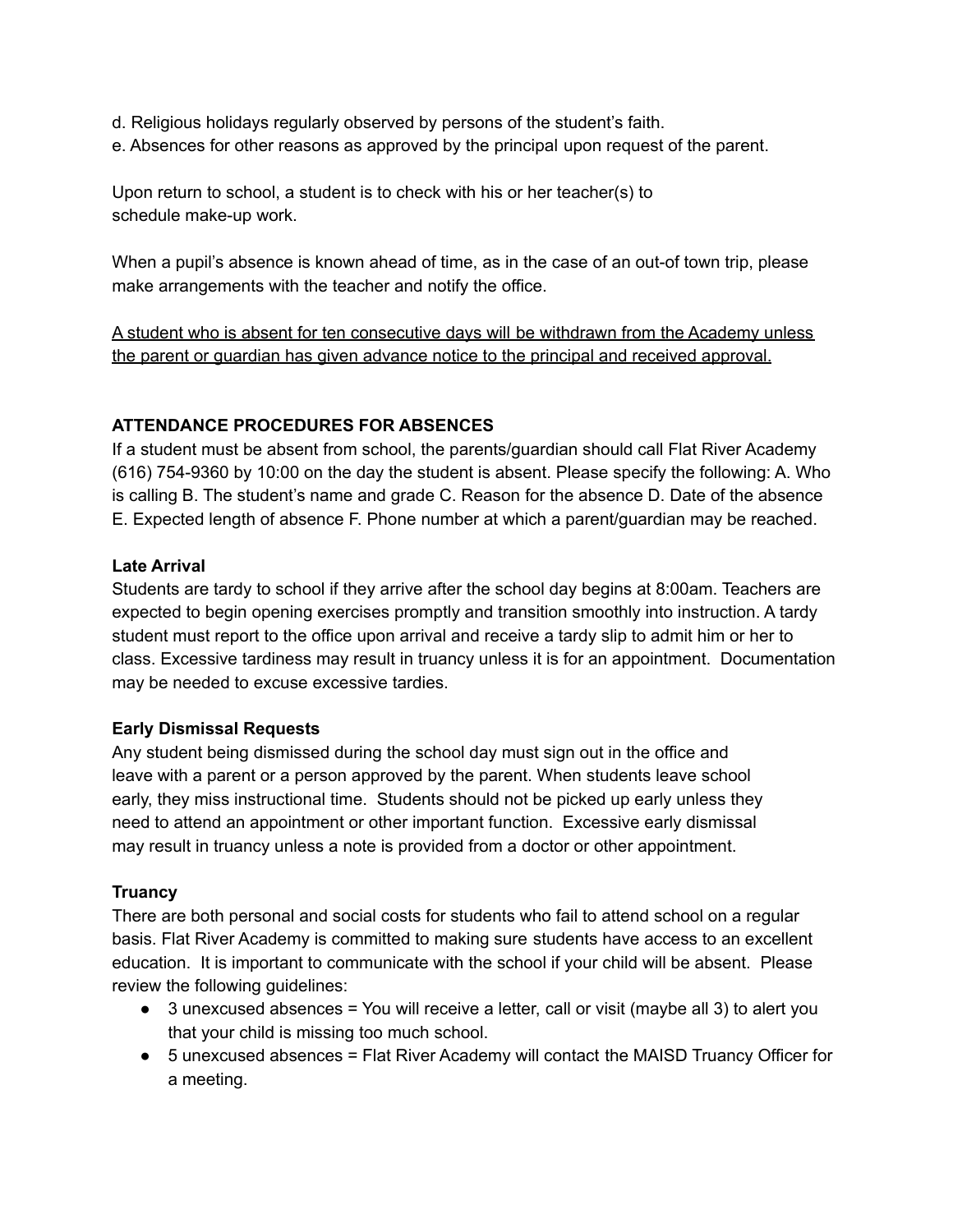d. Religious holidays regularly observed by persons of the student's faith.
e. Absences for other reasons as approved by the principal upon request of the parent.

Upon return to school, a student is to check with his or her teacher(s) to schedule make-up work.

When a pupil's absence is known ahead of time, as in the case of an out-of town trip, please make arrangements with the teacher and notify the office.

<u>A student who is absent for ten consecutive days will be withdrawn from the Academy unless the parent or guardian has given advance notice to the principal and received approval.</u>

**ATTENDANCE PROCEDURES FOR ABSENCES**

If a student must be absent from school, the parents/guardian should call Flat River Academy (616) 754-9360 by 10:00 on the day the student is absent. Please specify the following: A. Who is calling B. The student's name and grade C. Reason for the absence D. Date of the absence E. Expected length of absence F. Phone number at which a parent/guardian may be reached.

**Late Arrival**

Students are tardy to school if they arrive after the school day begins at 8:00am. Teachers are expected to begin opening exercises promptly and transition smoothly into instruction. A tardy student must report to the office upon arrival and receive a tardy slip to admit him or her to class. Excessive tardiness may result in truancy unless it is for an appointment. Documentation may be needed to excuse excessive tardies.

**Early Dismissal Requests**

Any student being dismissed during the school day must sign out in the office and leave with a parent or a person approved by the parent. When students leave school early, they miss instructional time. Students should not be picked up early unless they need to attend an appointment or other important function. Excessive early dismissal may result in truancy unless a note is provided from a doctor or other appointment.

**Truancy**

There are both personal and social costs for students who fail to attend school on a regular basis. Flat River Academy is committed to making sure students have access to an excellent education. It is important to communicate with the school if your child will be absent. Please review the following guidelines:

- 3 unexcused absences = You will receive a letter, call or visit (maybe all 3) to alert you that your child is missing too much school.
- 5 unexcused absences = Flat River Academy will contact the MAISD Truancy Officer for a meeting.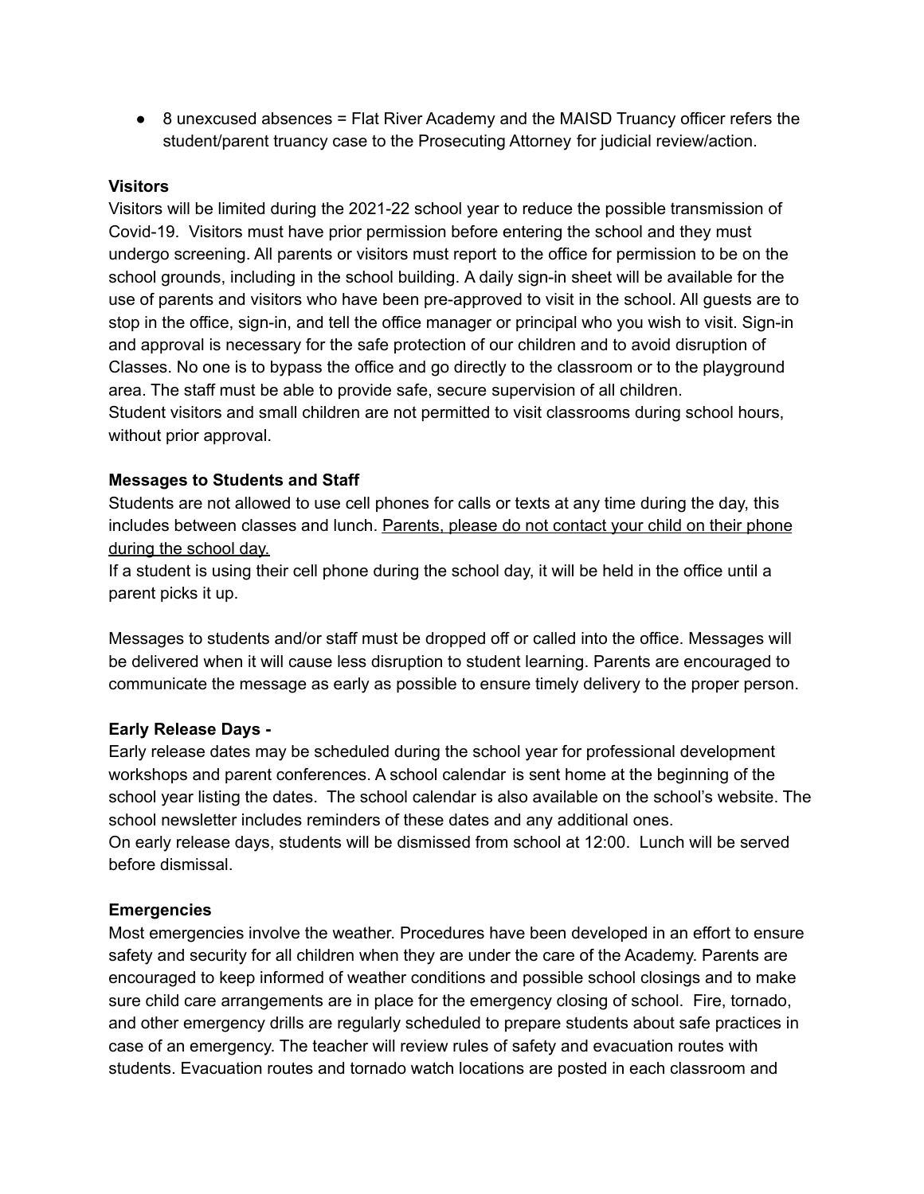- 8 unexcused absences = Flat River Academy and the MAISD Truancy officer refers the student/parent truancy case to the Prosecuting Attorney for judicial review/action.

**Visitors**

Visitors will be limited during the 2021-22 school year to reduce the possible transmission of Covid-19. Visitors must have prior permission before entering the school and they must undergo screening. All parents or visitors must report to the office for permission to be on the school grounds, including in the school building. A daily sign-in sheet will be available for the use of parents and visitors who have been pre-approved to visit in the school. All guests are to stop in the office, sign-in, and tell the office manager or principal who you wish to visit. Sign-in and approval is necessary for the safe protection of our children and to avoid disruption of Classes. No one is to bypass the office and go directly to the classroom or to the playground area. The staff must be able to provide safe, secure supervision of all children.
Student visitors and small children are not permitted to visit classrooms during school hours, without prior approval.

**Messages to Students and Staff**

Students are not allowed to use cell phones for calls or texts at any time during the day, this includes between classes and lunch. <u>Parents, please do not contact your child on their phone during the school day.</u>
If a student is using their cell phone during the school day, it will be held in the office until a parent picks it up.

Messages to students and/or staff must be dropped off or called into the office. Messages will be delivered when it will cause less disruption to student learning. Parents are encouraged to communicate the message as early as possible to ensure timely delivery to the proper person.

**Early Release Days -**

Early release dates may be scheduled during the school year for professional development workshops and parent conferences. A school calendar is sent home at the beginning of the school year listing the dates. The school calendar is also available on the school's website. The school newsletter includes reminders of these dates and any additional ones.
On early release days, students will be dismissed from school at 12:00. Lunch will be served before dismissal.

**Emergencies**

Most emergencies involve the weather. Procedures have been developed in an effort to ensure safety and security for all children when they are under the care of the Academy. Parents are encouraged to keep informed of weather conditions and possible school closings and to make sure child care arrangements are in place for the emergency closing of school. Fire, tornado, and other emergency drills are regularly scheduled to prepare students about safe practices in case of an emergency. The teacher will review rules of safety and evacuation routes with students. Evacuation routes and tornado watch locations are posted in each classroom and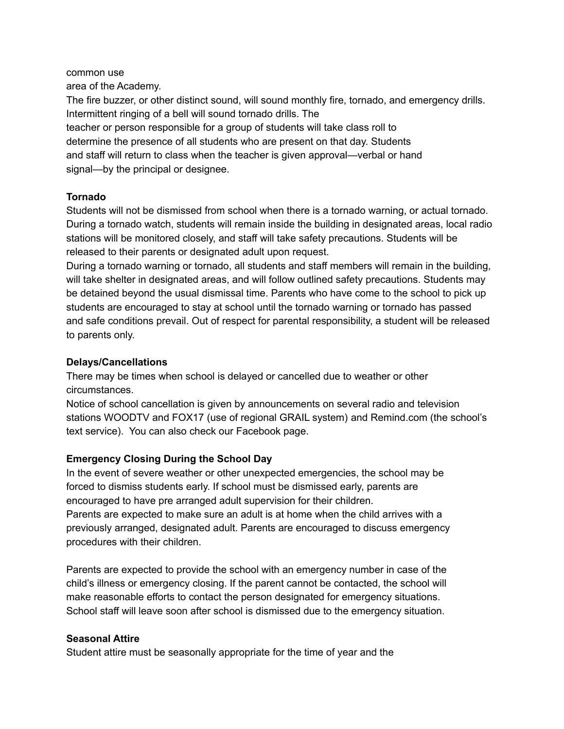common use
area of the Academy.
The fire buzzer, or other distinct sound, will sound monthly fire, tornado, and emergency drills. Intermittent ringing of a bell will sound tornado drills. The teacher or person responsible for a group of students will take class roll to determine the presence of all students who are present on that day. Students and staff will return to class when the teacher is given approval—verbal or hand signal—by the principal or designee.

**Tornado**

Students will not be dismissed from school when there is a tornado warning, or actual tornado. During a tornado watch, students will remain inside the building in designated areas, local radio stations will be monitored closely, and staff will take safety precautions. Students will be released to their parents or designated adult upon request.
During a tornado warning or tornado, all students and staff members will remain in the building, will take shelter in designated areas, and will follow outlined safety precautions. Students may be detained beyond the usual dismissal time. Parents who have come to the school to pick up students are encouraged to stay at school until the tornado warning or tornado has passed and safe conditions prevail. Out of respect for parental responsibility, a student will be released to parents only.

**Delays/Cancellations**

There may be times when school is delayed or cancelled due to weather or other circumstances.
Notice of school cancellation is given by announcements on several radio and television stations WOODTV and FOX17 (use of regional GRAIL system) and Remind.com (the school's text service). You can also check our Facebook page.

**Emergency Closing During the School Day**

In the event of severe weather or other unexpected emergencies, the school may be forced to dismiss students early. If school must be dismissed early, parents are encouraged to have pre arranged adult supervision for their children.
Parents are expected to make sure an adult is at home when the child arrives with a previously arranged, designated adult. Parents are encouraged to discuss emergency procedures with their children.

Parents are expected to provide the school with an emergency number in case of the child's illness or emergency closing. If the parent cannot be contacted, the school will make reasonable efforts to contact the person designated for emergency situations. School staff will leave soon after school is dismissed due to the emergency situation.

**Seasonal Attire**

Student attire must be seasonally appropriate for the time of year and the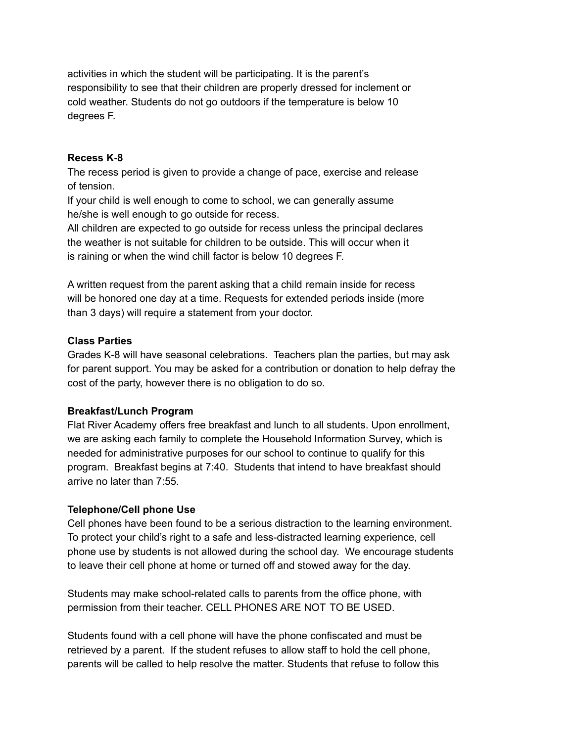activities in which the student will be participating. It is the parent's responsibility to see that their children are properly dressed for inclement or cold weather. Students do not go outdoors if the temperature is below 10 degrees F.

**Recess K-8**

The recess period is given to provide a change of pace, exercise and release of tension.

If your child is well enough to come to school, we can generally assume he/she is well enough to go outside for recess.

All children are expected to go outside for recess unless the principal declares the weather is not suitable for children to be outside. This will occur when it is raining or when the wind chill factor is below 10 degrees F.

A written request from the parent asking that a child remain inside for recess will be honored one day at a time. Requests for extended periods inside (more than 3 days) will require a statement from your doctor.

**Class Parties**

Grades K-8 will have seasonal celebrations. Teachers plan the parties, but may ask for parent support. You may be asked for a contribution or donation to help defray the cost of the party, however there is no obligation to do so.

**Breakfast/Lunch Program**

Flat River Academy offers free breakfast and lunch to all students. Upon enrollment, we are asking each family to complete the Household Information Survey, which is needed for administrative purposes for our school to continue to qualify for this program. Breakfast begins at 7:40. Students that intend to have breakfast should arrive no later than 7:55.

**Telephone/Cell phone Use**

Cell phones have been found to be a serious distraction to the learning environment. To protect your child's right to a safe and less-distracted learning experience, cell phone use by students is not allowed during the school day. We encourage students to leave their cell phone at home or turned off and stowed away for the day.

Students may make school-related calls to parents from the office phone, with permission from their teacher. CELL PHONES ARE NOT TO BE USED.

Students found with a cell phone will have the phone confiscated and must be retrieved by a parent. If the student refuses to allow staff to hold the cell phone, parents will be called to help resolve the matter. Students that refuse to follow this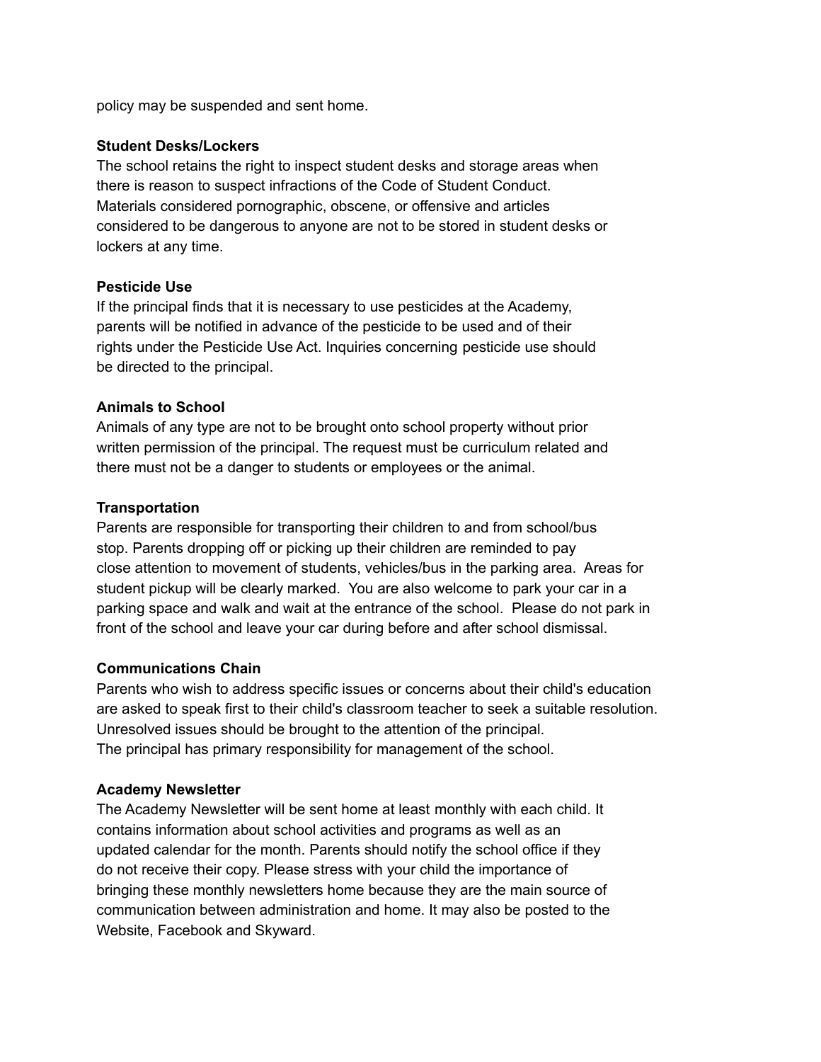policy may be suspended and sent home.

**Student Desks/Lockers**

The school retains the right to inspect student desks and storage areas when there is reason to suspect infractions of the Code of Student Conduct. Materials considered pornographic, obscene, or offensive and articles considered to be dangerous to anyone are not to be stored in student desks or lockers at any time.

**Pesticide Use**

If the principal finds that it is necessary to use pesticides at the Academy, parents will be notified in advance of the pesticide to be used and of their rights under the Pesticide Use Act. Inquiries concerning pesticide use should be directed to the principal.

**Animals to School**

Animals of any type are not to be brought onto school property without prior written permission of the principal. The request must be curriculum related and there must not be a danger to students or employees or the animal.

**Transportation**

Parents are responsible for transporting their children to and from school/bus stop. Parents dropping off or picking up their children are reminded to pay close attention to movement of students, vehicles/bus in the parking area. Areas for student pickup will be clearly marked. You are also welcome to park your car in a parking space and walk and wait at the entrance of the school. Please do not park in front of the school and leave your car during before and after school dismissal.

**Communications Chain**

Parents who wish to address specific issues or concerns about their child's education are asked to speak first to their child's classroom teacher to seek a suitable resolution. Unresolved issues should be brought to the attention of the principal. The principal has primary responsibility for management of the school.

**Academy Newsletter**

The Academy Newsletter will be sent home at least monthly with each child. It contains information about school activities and programs as well as an updated calendar for the month. Parents should notify the school office if they do not receive their copy. Please stress with your child the importance of bringing these monthly newsletters home because they are the main source of communication between administration and home. It may also be posted to the Website, Facebook and Skyward.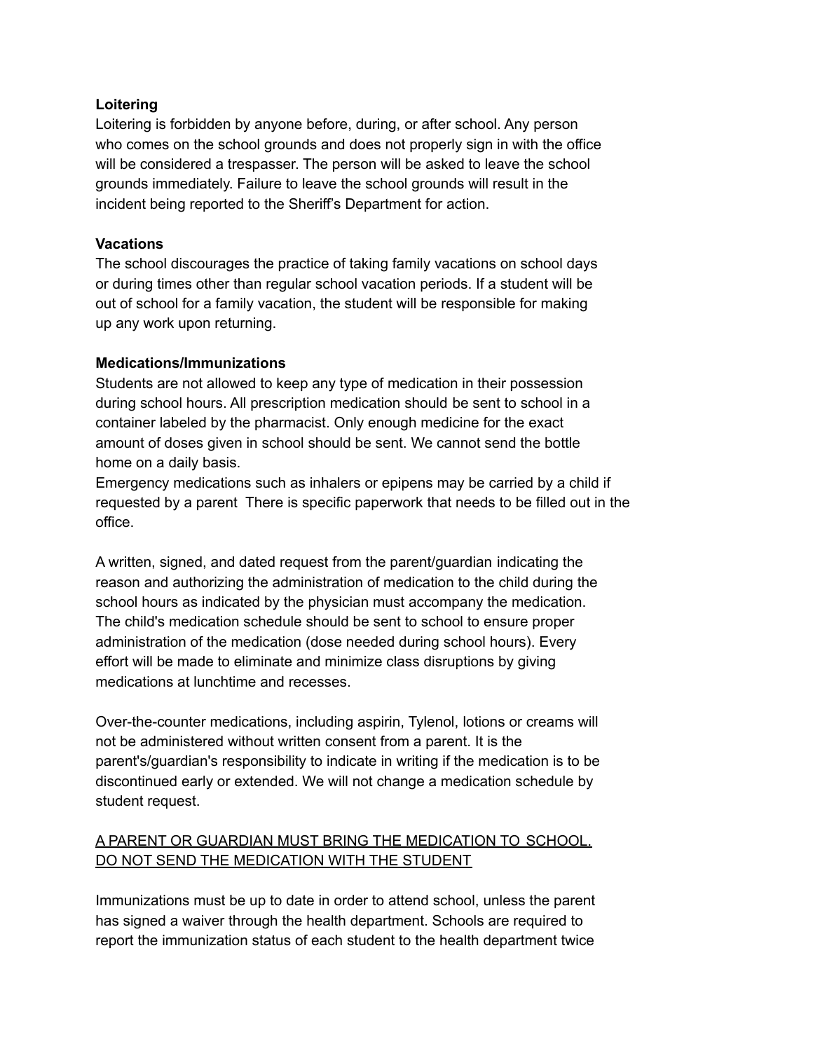**Loitering**
Loitering is forbidden by anyone before, during, or after school. Any person who comes on the school grounds and does not properly sign in with the office will be considered a trespasser. The person will be asked to leave the school grounds immediately. Failure to leave the school grounds will result in the incident being reported to the Sheriff's Department for action.

**Vacations**
The school discourages the practice of taking family vacations on school days or during times other than regular school vacation periods. If a student will be out of school for a family vacation, the student will be responsible for making up any work upon returning.

**Medications/Immunizations**
Students are not allowed to keep any type of medication in their possession during school hours. All prescription medication should be sent to school in a container labeled by the pharmacist. Only enough medicine for the exact amount of doses given in school should be sent. We cannot send the bottle home on a daily basis.
Emergency medications such as inhalers or epipens may be carried by a child if requested by a parent  There is specific paperwork that needs to be filled out in the office.

A written, signed, and dated request from the parent/guardian indicating the reason and authorizing the administration of medication to the child during the school hours as indicated by the physician must accompany the medication. The child's medication schedule should be sent to school to ensure proper administration of the medication (dose needed during school hours). Every effort will be made to eliminate and minimize class disruptions by giving medications at lunchtime and recesses.

Over-the-counter medications, including aspirin, Tylenol, lotions or creams will not be administered without written consent from a parent. It is the parent's/guardian's responsibility to indicate in writing if the medication is to be discontinued early or extended. We will not change a medication schedule by student request.

<u>A PARENT OR GUARDIAN MUST BRING THE MEDICATION TO SCHOOL. DO NOT SEND THE MEDICATION WITH THE STUDENT</u>

Immunizations must be up to date in order to attend school, unless the parent has signed a waiver through the health department. Schools are required to report the immunization status of each student to the health department twice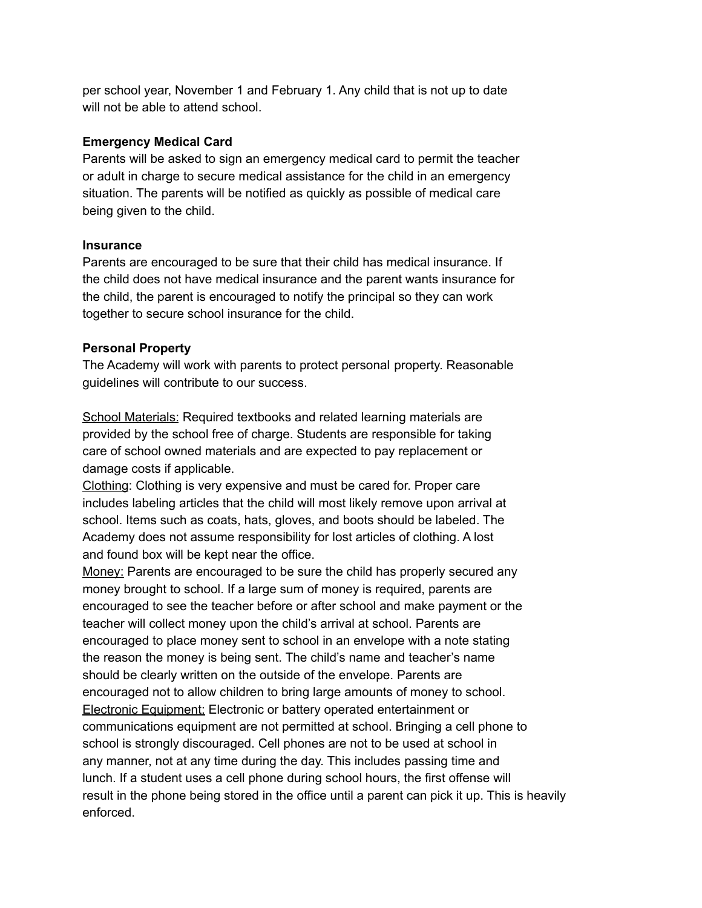per school year, November 1 and February 1. Any child that is not up to date will not be able to attend school.

**Emergency Medical Card**

Parents will be asked to sign an emergency medical card to permit the teacher or adult in charge to secure medical assistance for the child in an emergency situation. The parents will be notified as quickly as possible of medical care being given to the child.

**Insurance**

Parents are encouraged to be sure that their child has medical insurance. If the child does not have medical insurance and the parent wants insurance for the child, the parent is encouraged to notify the principal so they can work together to secure school insurance for the child.

**Personal Property**

The Academy will work with parents to protect personal property. Reasonable guidelines will contribute to our success.

<u>School Materials:</u> Required textbooks and related learning materials are provided by the school free of charge. Students are responsible for taking care of school owned materials and are expected to pay replacement or damage costs if applicable.

<u>Clothing</u>: Clothing is very expensive and must be cared for. Proper care includes labeling articles that the child will most likely remove upon arrival at school. Items such as coats, hats, gloves, and boots should be labeled. The Academy does not assume responsibility for lost articles of clothing. A lost and found box will be kept near the office.

<u>Money:</u> Parents are encouraged to be sure the child has properly secured any money brought to school. If a large sum of money is required, parents are encouraged to see the teacher before or after school and make payment or the teacher will collect money upon the child's arrival at school. Parents are encouraged to place money sent to school in an envelope with a note stating the reason the money is being sent. The child's name and teacher's name should be clearly written on the outside of the envelope. Parents are encouraged not to allow children to bring large amounts of money to school.

<u>Electronic Equipment:</u> Electronic or battery operated entertainment or communications equipment are not permitted at school. Bringing a cell phone to school is strongly discouraged. Cell phones are not to be used at school in any manner, not at any time during the day. This includes passing time and lunch. If a student uses a cell phone during school hours, the first offense will result in the phone being stored in the office until a parent can pick it up. This is heavily enforced.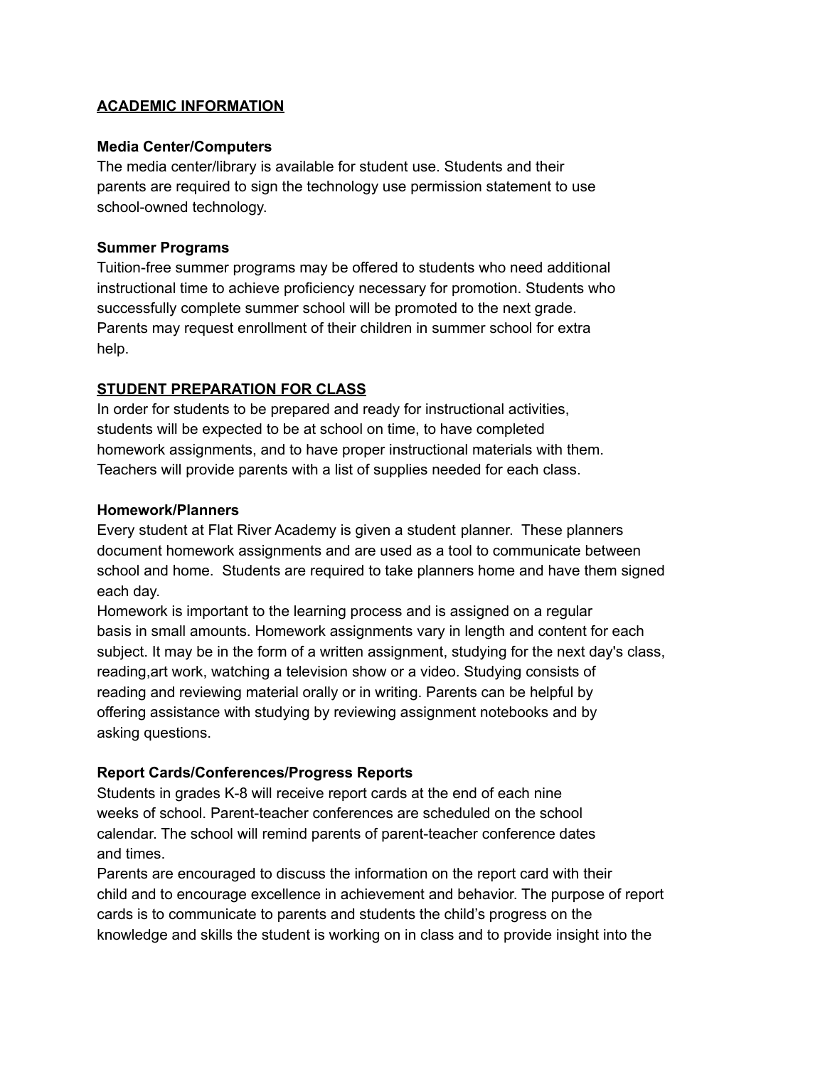## ACADEMIC INFORMATION

### Media Center/Computers

The media center/library is available for student use. Students and their parents are required to sign the technology use permission statement to use school-owned technology.

### Summer Programs

Tuition-free summer programs may be offered to students who need additional instructional time to achieve proficiency necessary for promotion. Students who successfully complete summer school will be promoted to the next grade. Parents may request enrollment of their children in summer school for extra help.

## STUDENT PREPARATION FOR CLASS

In order for students to be prepared and ready for instructional activities, students will be expected to be at school on time, to have completed homework assignments, and to have proper instructional materials with them. Teachers will provide parents with a list of supplies needed for each class.

### Homework/Planners

Every student at Flat River Academy is given a student planner. These planners document homework assignments and are used as a tool to communicate between school and home. Students are required to take planners home and have them signed each day.

Homework is important to the learning process and is assigned on a regular basis in small amounts. Homework assignments vary in length and content for each subject. It may be in the form of a written assignment, studying for the next day's class, reading,art work, watching a television show or a video. Studying consists of reading and reviewing material orally or in writing. Parents can be helpful by offering assistance with studying by reviewing assignment notebooks and by asking questions.

### Report Cards/Conferences/Progress Reports

Students in grades K-8 will receive report cards at the end of each nine weeks of school. Parent-teacher conferences are scheduled on the school calendar. The school will remind parents of parent-teacher conference dates and times.

Parents are encouraged to discuss the information on the report card with their child and to encourage excellence in achievement and behavior. The purpose of report cards is to communicate to parents and students the child's progress on the knowledge and skills the student is working on in class and to provide insight into the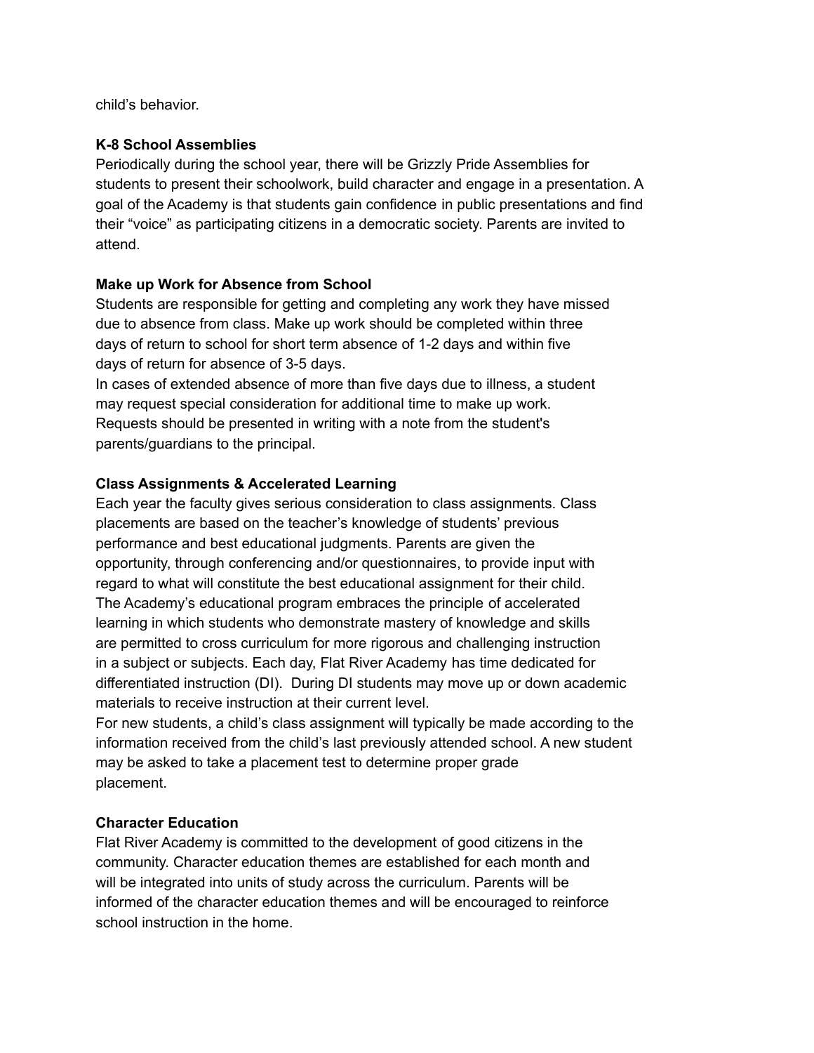child's behavior.

**K-8 School Assemblies**

Periodically during the school year, there will be Grizzly Pride Assemblies for students to present their schoolwork, build character and engage in a presentation. A goal of the Academy is that students gain confidence in public presentations and find their "voice" as participating citizens in a democratic society. Parents are invited to attend.

**Make up Work for Absence from School**

Students are responsible for getting and completing any work they have missed due to absence from class. Make up work should be completed within three days of return to school for short term absence of 1-2 days and within five days of return for absence of 3-5 days.

In cases of extended absence of more than five days due to illness, a student may request special consideration for additional time to make up work. Requests should be presented in writing with a note from the student's parents/guardians to the principal.

**Class Assignments & Accelerated Learning**

Each year the faculty gives serious consideration to class assignments. Class placements are based on the teacher's knowledge of students' previous performance and best educational judgments. Parents are given the opportunity, through conferencing and/or questionnaires, to provide input with regard to what will constitute the best educational assignment for their child.

The Academy's educational program embraces the principle of accelerated learning in which students who demonstrate mastery of knowledge and skills are permitted to cross curriculum for more rigorous and challenging instruction in a subject or subjects. Each day, Flat River Academy has time dedicated for differentiated instruction (DI). During DI students may move up or down academic materials to receive instruction at their current level.

For new students, a child's class assignment will typically be made according to the information received from the child's last previously attended school. A new student may be asked to take a placement test to determine proper grade placement.

**Character Education**

Flat River Academy is committed to the development of good citizens in the community. Character education themes are established for each month and will be integrated into units of study across the curriculum. Parents will be informed of the character education themes and will be encouraged to reinforce school instruction in the home.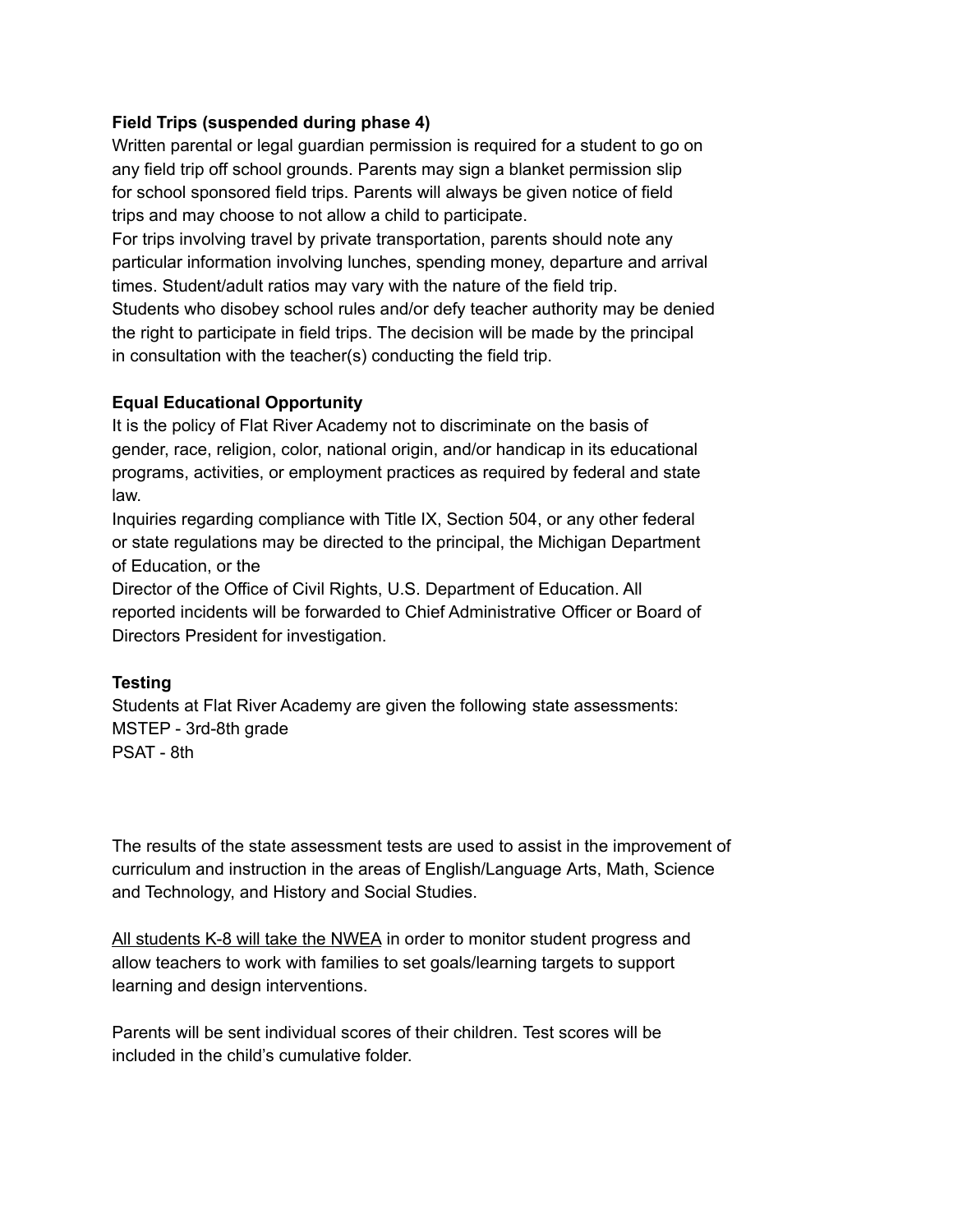**Field Trips (suspended during phase 4)**

Written parental or legal guardian permission is required for a student to go on any field trip off school grounds. Parents may sign a blanket permission slip for school sponsored field trips. Parents will always be given notice of field trips and may choose to not allow a child to participate.

For trips involving travel by private transportation, parents should note any particular information involving lunches, spending money, departure and arrival times. Student/adult ratios may vary with the nature of the field trip.

Students who disobey school rules and/or defy teacher authority may be denied the right to participate in field trips. The decision will be made by the principal in consultation with the teacher(s) conducting the field trip.

**Equal Educational Opportunity**

It is the policy of Flat River Academy not to discriminate on the basis of gender, race, religion, color, national origin, and/or handicap in its educational programs, activities, or employment practices as required by federal and state law.

Inquiries regarding compliance with Title IX, Section 504, or any other federal or state regulations may be directed to the principal, the Michigan Department of Education, or the

Director of the Office of Civil Rights, U.S. Department of Education. All reported incidents will be forwarded to Chief Administrative Officer or Board of Directors President for investigation.

**Testing**

Students at Flat River Academy are given the following state assessments:
MSTEP - 3rd-8th grade
PSAT - 8th

The results of the state assessment tests are used to assist in the improvement of curriculum and instruction in the areas of English/Language Arts, Math, Science and Technology, and History and Social Studies.

<u>All students K-8 will take the NWEA</u> in order to monitor student progress and allow teachers to work with families to set goals/learning targets to support learning and design interventions.

Parents will be sent individual scores of their children. Test scores will be included in the child's cumulative folder.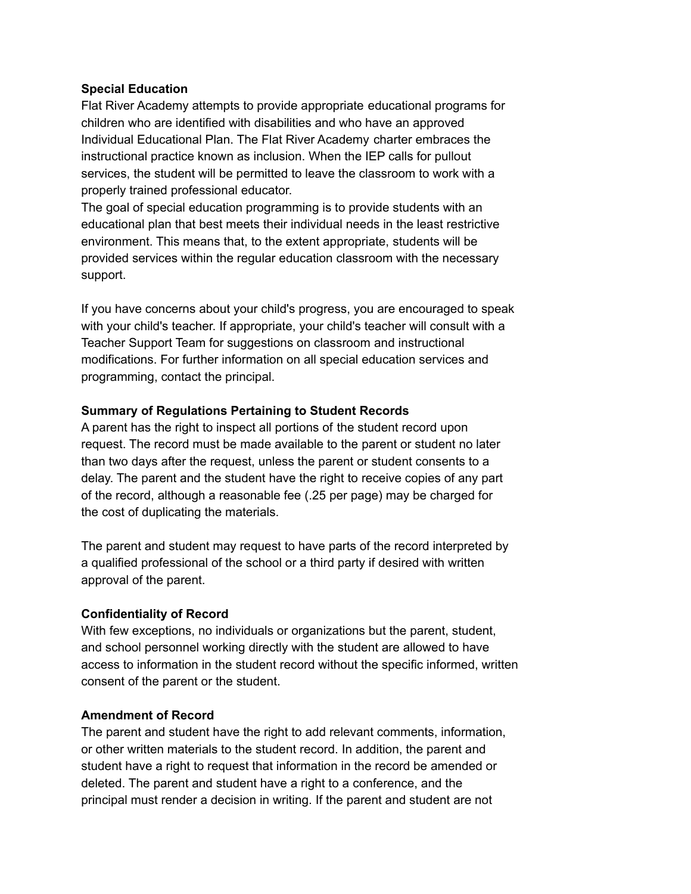**Special Education**

Flat River Academy attempts to provide appropriate educational programs for children who are identified with disabilities and who have an approved Individual Educational Plan. The Flat River Academy charter embraces the instructional practice known as inclusion. When the IEP calls for pullout services, the student will be permitted to leave the classroom to work with a properly trained professional educator.

The goal of special education programming is to provide students with an educational plan that best meets their individual needs in the least restrictive environment. This means that, to the extent appropriate, students will be provided services within the regular education classroom with the necessary support.

If you have concerns about your child's progress, you are encouraged to speak with your child's teacher. If appropriate, your child's teacher will consult with a Teacher Support Team for suggestions on classroom and instructional modifications. For further information on all special education services and programming, contact the principal.

**Summary of Regulations Pertaining to Student Records**

A parent has the right to inspect all portions of the student record upon request. The record must be made available to the parent or student no later than two days after the request, unless the parent or student consents to a delay. The parent and the student have the right to receive copies of any part of the record, although a reasonable fee (.25 per page) may be charged for the cost of duplicating the materials.

The parent and student may request to have parts of the record interpreted by a qualified professional of the school or a third party if desired with written approval of the parent.

**Confidentiality of Record**

With few exceptions, no individuals or organizations but the parent, student, and school personnel working directly with the student are allowed to have access to information in the student record without the specific informed, written consent of the parent or the student.

**Amendment of Record**

The parent and student have the right to add relevant comments, information, or other written materials to the student record. In addition, the parent and student have a right to request that information in the record be amended or deleted. The parent and student have a right to a conference, and the principal must render a decision in writing. If the parent and student are not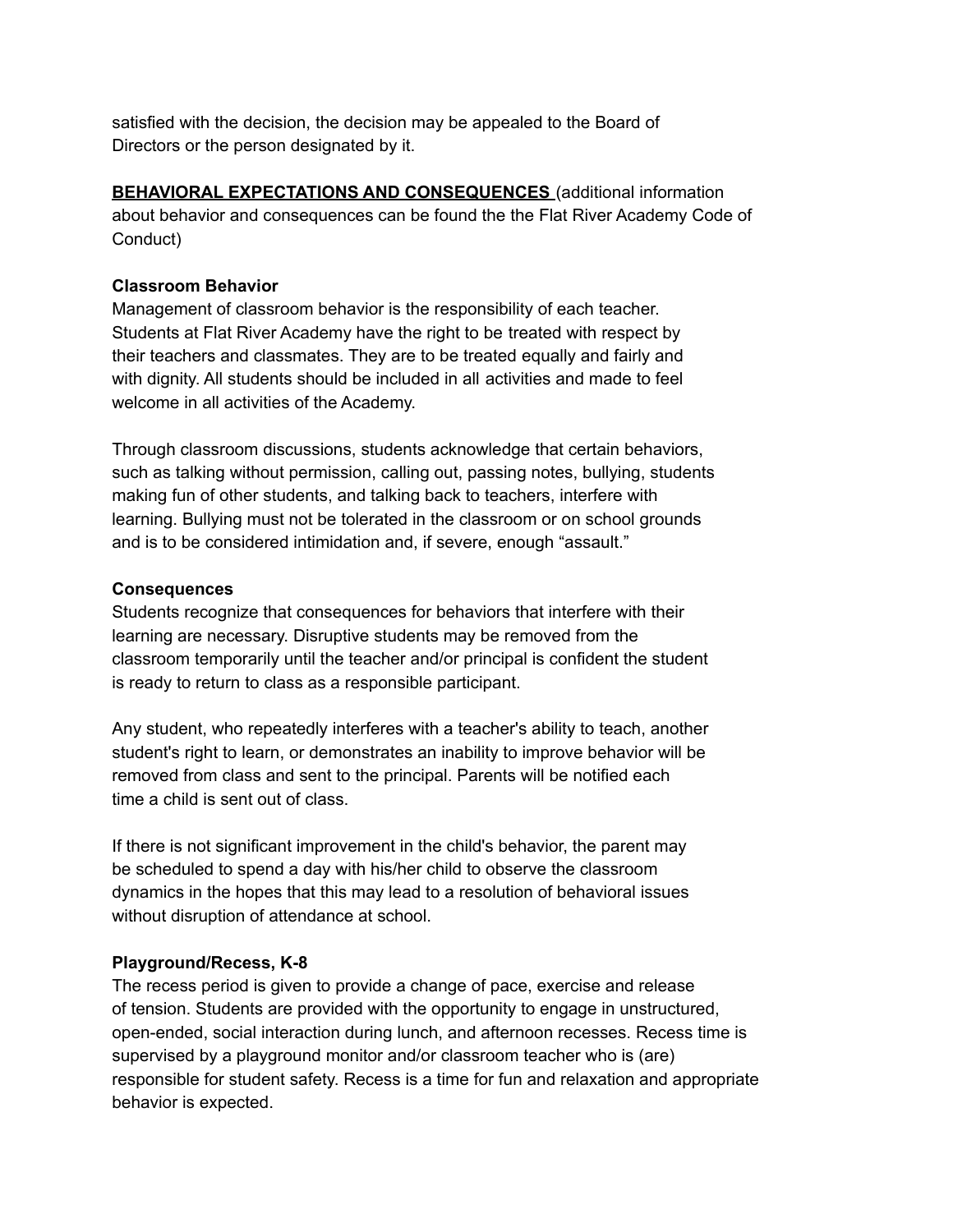satisfied with the decision, the decision may be appealed to the Board of Directors or the person designated by it.

**BEHAVIORAL EXPECTATIONS AND CONSEQUENCES** (additional information about behavior and consequences can be found the the Flat River Academy Code of Conduct)

**Classroom Behavior**

Management of classroom behavior is the responsibility of each teacher. Students at Flat River Academy have the right to be treated with respect by their teachers and classmates. They are to be treated equally and fairly and with dignity. All students should be included in all activities and made to feel welcome in all activities of the Academy.

Through classroom discussions, students acknowledge that certain behaviors, such as talking without permission, calling out, passing notes, bullying, students making fun of other students, and talking back to teachers, interfere with learning. Bullying must not be tolerated in the classroom or on school grounds and is to be considered intimidation and, if severe, enough "assault."

**Consequences**

Students recognize that consequences for behaviors that interfere with their learning are necessary. Disruptive students may be removed from the classroom temporarily until the teacher and/or principal is confident the student is ready to return to class as a responsible participant.

Any student, who repeatedly interferes with a teacher's ability to teach, another student's right to learn, or demonstrates an inability to improve behavior will be removed from class and sent to the principal. Parents will be notified each time a child is sent out of class.

If there is not significant improvement in the child's behavior, the parent may be scheduled to spend a day with his/her child to observe the classroom dynamics in the hopes that this may lead to a resolution of behavioral issues without disruption of attendance at school.

**Playground/Recess, K-8**

The recess period is given to provide a change of pace, exercise and release of tension. Students are provided with the opportunity to engage in unstructured, open-ended, social interaction during lunch, and afternoon recesses. Recess time is supervised by a playground monitor and/or classroom teacher who is (are) responsible for student safety. Recess is a time for fun and relaxation and appropriate behavior is expected.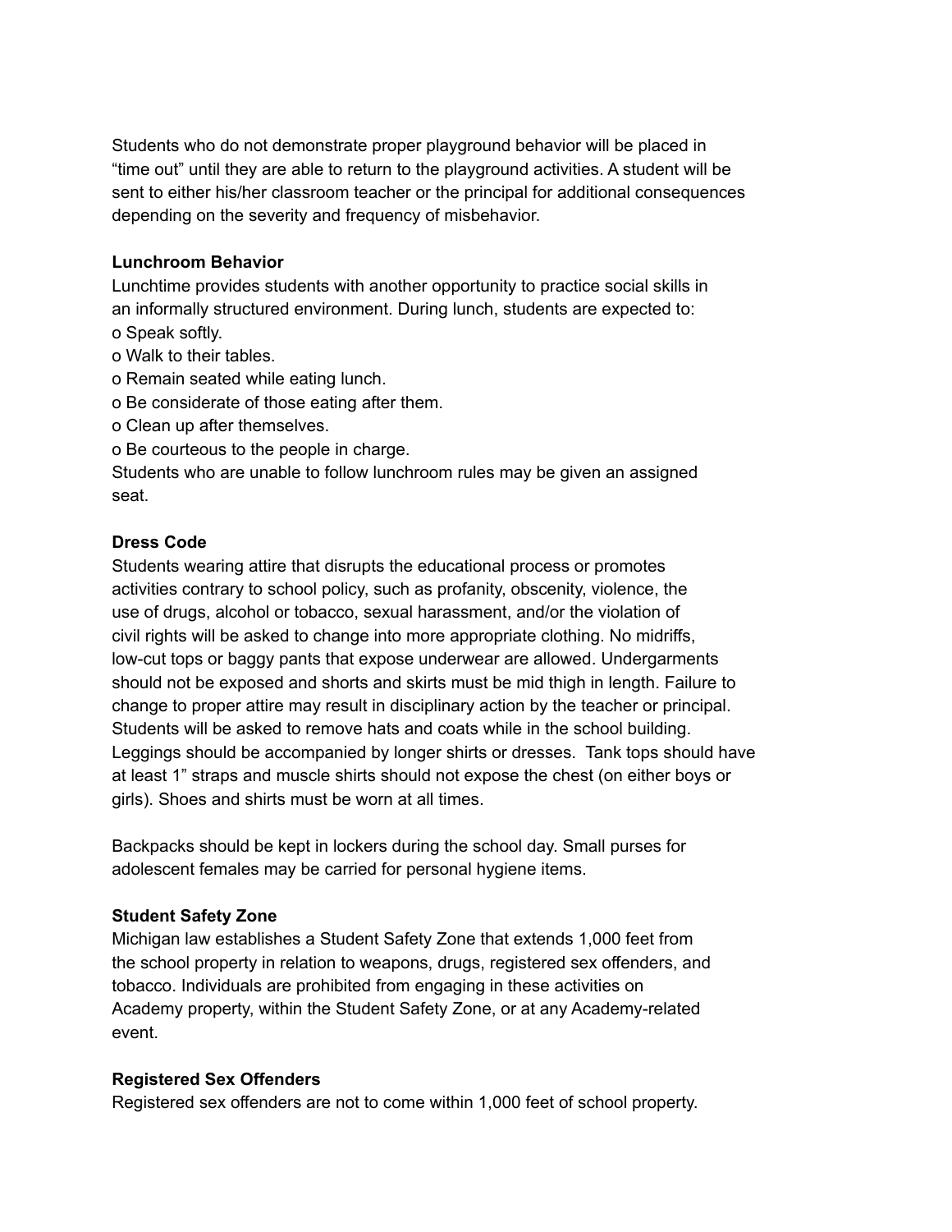Students who do not demonstrate proper playground behavior will be placed in "time out" until they are able to return to the playground activities. A student will be sent to either his/her classroom teacher or the principal for additional consequences depending on the severity and frequency of misbehavior.

**Lunchroom Behavior**

Lunchtime provides students with another opportunity to practice social skills in an informally structured environment. During lunch, students are expected to:

- Speak softly.
- Walk to their tables.
- Remain seated while eating lunch.
- Be considerate of those eating after them.
- Clean up after themselves.
- Be courteous to the people in charge.

Students who are unable to follow lunchroom rules may be given an assigned seat.

**Dress Code**

Students wearing attire that disrupts the educational process or promotes activities contrary to school policy, such as profanity, obscenity, violence, the use of drugs, alcohol or tobacco, sexual harassment, and/or the violation of civil rights will be asked to change into more appropriate clothing. No midriffs, low-cut tops or baggy pants that expose underwear are allowed. Undergarments should not be exposed and shorts and skirts must be mid thigh in length. Failure to change to proper attire may result in disciplinary action by the teacher or principal. Students will be asked to remove hats and coats while in the school building. Leggings should be accompanied by longer shirts or dresses. Tank tops should have at least 1" straps and muscle shirts should not expose the chest (on either boys or girls). Shoes and shirts must be worn at all times.

Backpacks should be kept in lockers during the school day. Small purses for adolescent females may be carried for personal hygiene items.

**Student Safety Zone**

Michigan law establishes a Student Safety Zone that extends 1,000 feet from the school property in relation to weapons, drugs, registered sex offenders, and tobacco. Individuals are prohibited from engaging in these activities on Academy property, within the Student Safety Zone, or at any Academy-related event.

**Registered Sex Offenders**

Registered sex offenders are not to come within 1,000 feet of school property.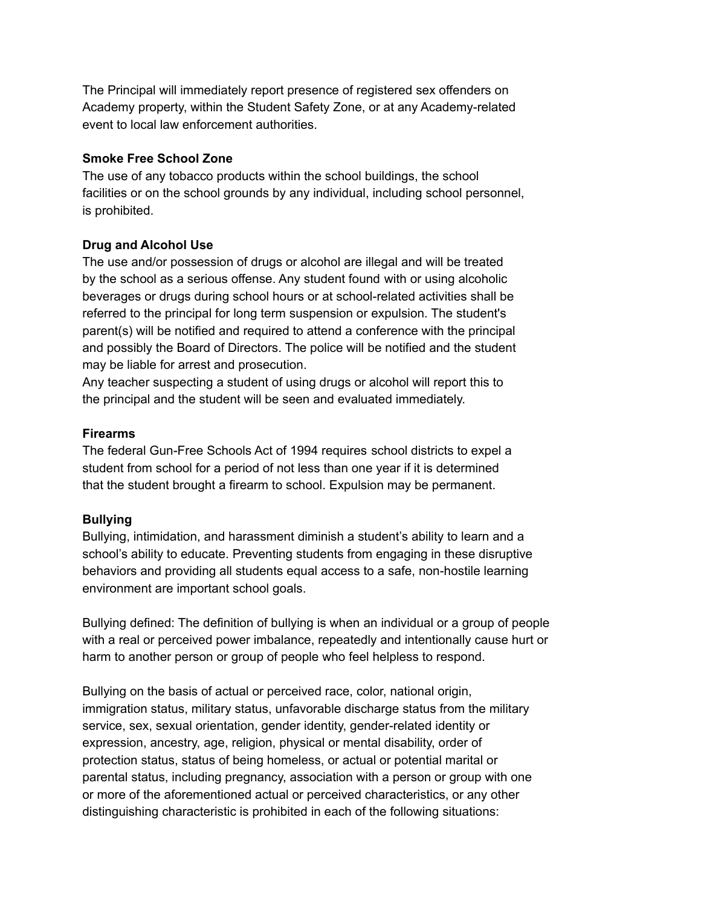The Principal will immediately report presence of registered sex offenders on Academy property, within the Student Safety Zone, or at any Academy-related event to local law enforcement authorities.

**Smoke Free School Zone**

The use of any tobacco products within the school buildings, the school facilities or on the school grounds by any individual, including school personnel, is prohibited.

**Drug and Alcohol Use**

The use and/or possession of drugs or alcohol are illegal and will be treated by the school as a serious offense. Any student found with or using alcoholic beverages or drugs during school hours or at school-related activities shall be referred to the principal for long term suspension or expulsion. The student's parent(s) will be notified and required to attend a conference with the principal and possibly the Board of Directors. The police will be notified and the student may be liable for arrest and prosecution.

Any teacher suspecting a student of using drugs or alcohol will report this to the principal and the student will be seen and evaluated immediately.

**Firearms**

The federal Gun-Free Schools Act of 1994 requires school districts to expel a student from school for a period of not less than one year if it is determined that the student brought a firearm to school. Expulsion may be permanent.

**Bullying**

Bullying, intimidation, and harassment diminish a student's ability to learn and a school's ability to educate. Preventing students from engaging in these disruptive behaviors and providing all students equal access to a safe, non-hostile learning environment are important school goals.

Bullying defined: The definition of bullying is when an individual or a group of people with a real or perceived power imbalance, repeatedly and intentionally cause hurt or harm to another person or group of people who feel helpless to respond.

Bullying on the basis of actual or perceived race, color, national origin, immigration status, military status, unfavorable discharge status from the military service, sex, sexual orientation, gender identity, gender-related identity or expression, ancestry, age, religion, physical or mental disability, order of protection status, status of being homeless, or actual or potential marital or parental status, including pregnancy, association with a person or group with one or more of the aforementioned actual or perceived characteristics, or any other distinguishing characteristic is prohibited in each of the following situations: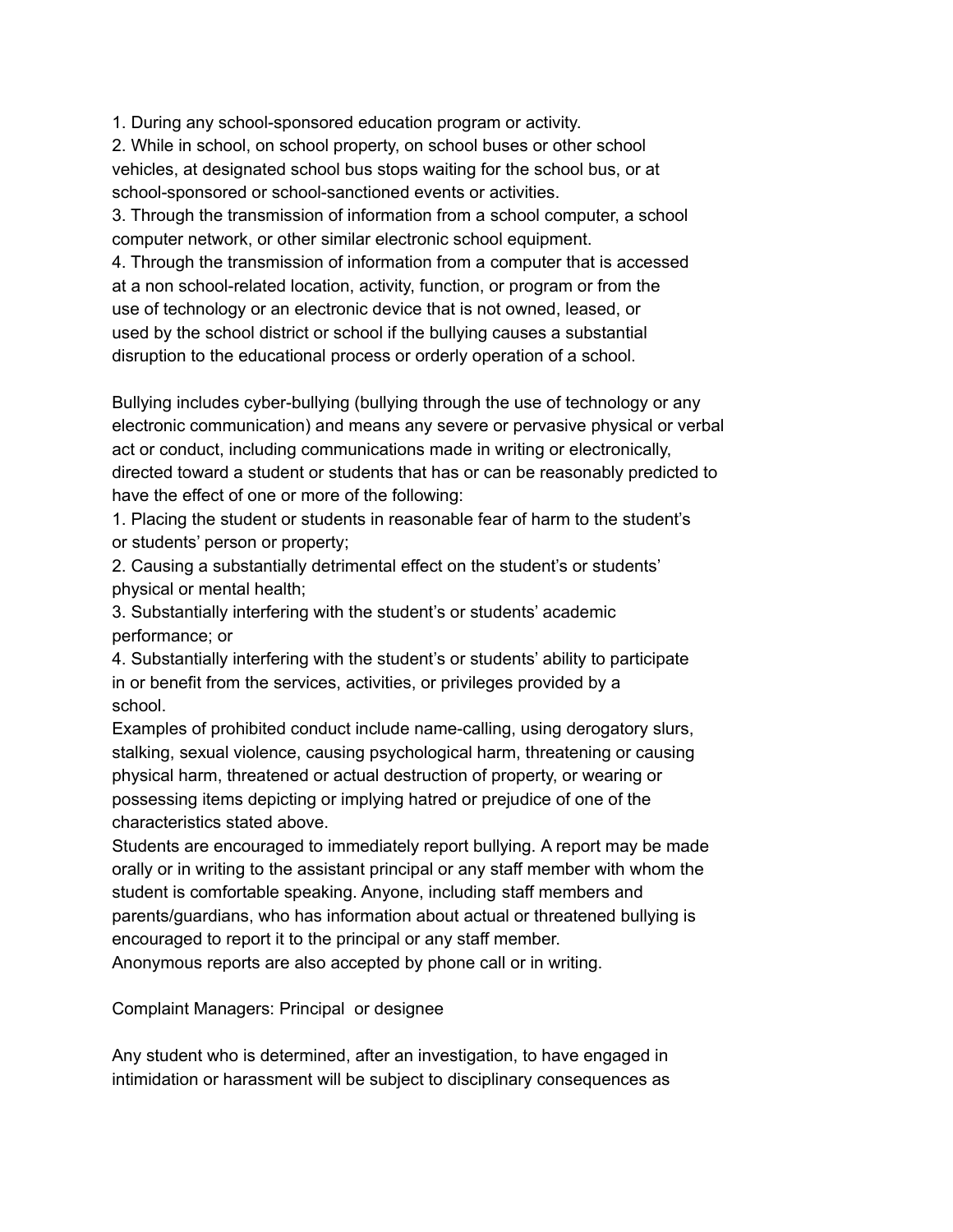1. During any school-sponsored education program or activity.
2. While in school, on school property, on school buses or other school vehicles, at designated school bus stops waiting for the school bus, or at school-sponsored or school-sanctioned events or activities.
3. Through the transmission of information from a school computer, a school computer network, or other similar electronic school equipment.
4. Through the transmission of information from a computer that is accessed at a non school-related location, activity, function, or program or from the use of technology or an electronic device that is not owned, leased, or used by the school district or school if the bullying causes a substantial disruption to the educational process or orderly operation of a school.

Bullying includes cyber-bullying (bullying through the use of technology or any electronic communication) and means any severe or pervasive physical or verbal act or conduct, including communications made in writing or electronically, directed toward a student or students that has or can be reasonably predicted to have the effect of one or more of the following:

1. Placing the student or students in reasonable fear of harm to the student's or students' person or property;
2. Causing a substantially detrimental effect on the student's or students' physical or mental health;
3. Substantially interfering with the student's or students' academic performance; or
4. Substantially interfering with the student's or students' ability to participate in or benefit from the services, activities, or privileges provided by a school.

Examples of prohibited conduct include name-calling, using derogatory slurs, stalking, sexual violence, causing psychological harm, threatening or causing physical harm, threatened or actual destruction of property, or wearing or possessing items depicting or implying hatred or prejudice of one of the characteristics stated above.

Students are encouraged to immediately report bullying. A report may be made orally or in writing to the assistant principal or any staff member with whom the student is comfortable speaking. Anyone, including staff members and parents/guardians, who has information about actual or threatened bullying is encouraged to report it to the principal or any staff member.

Anonymous reports are also accepted by phone call or in writing.

Complaint Managers: Principal or designee

Any student who is determined, after an investigation, to have engaged in intimidation or harassment will be subject to disciplinary consequences as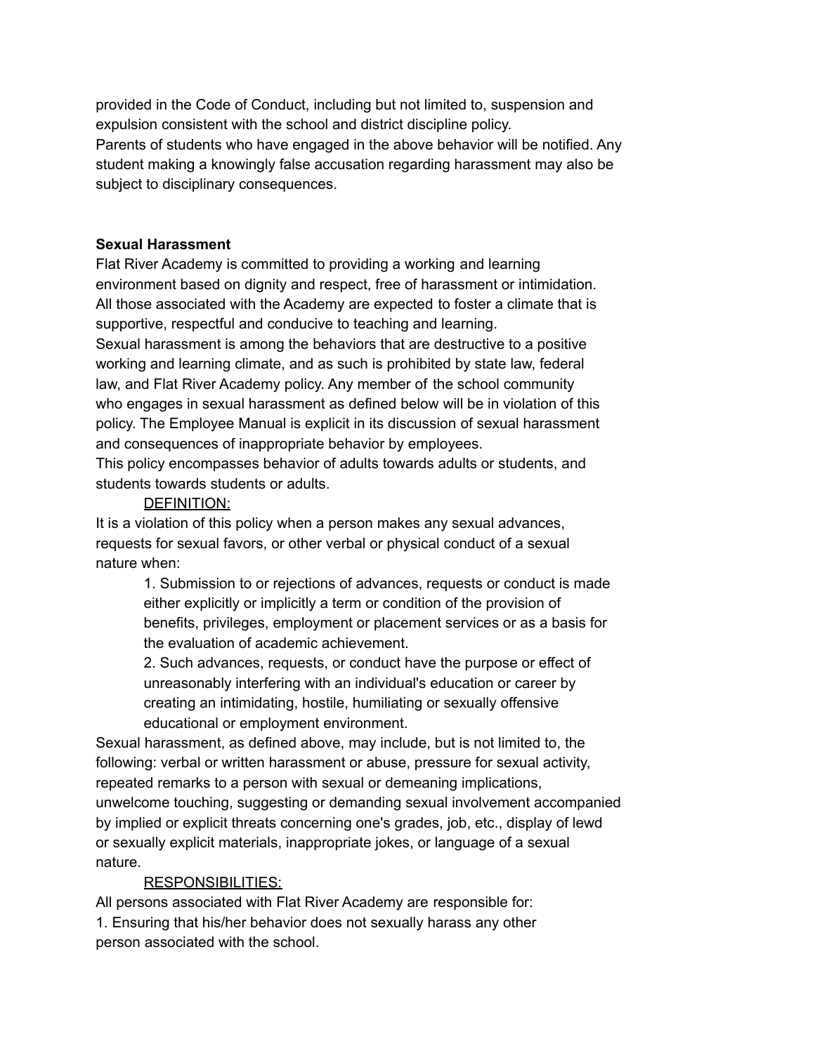provided in the Code of Conduct, including but not limited to, suspension and expulsion consistent with the school and district discipline policy.

Parents of students who have engaged in the above behavior will be notified. Any student making a knowingly false accusation regarding harassment may also be subject to disciplinary consequences.

**Sexual Harassment**

Flat River Academy is committed to providing a working and learning environment based on dignity and respect, free of harassment or intimidation. All those associated with the Academy are expected to foster a climate that is supportive, respectful and conducive to teaching and learning.

Sexual harassment is among the behaviors that are destructive to a positive working and learning climate, and as such is prohibited by state law, federal law, and Flat River Academy policy. Any member of the school community who engages in sexual harassment as defined below will be in violation of this policy. The Employee Manual is explicit in its discussion of sexual harassment and consequences of inappropriate behavior by employees.

This policy encompasses behavior of adults towards adults or students, and students towards students or adults.

<u>DEFINITION:</u>

It is a violation of this policy when a person makes any sexual advances, requests for sexual favors, or other verbal or physical conduct of a sexual nature when:

1. Submission to or rejections of advances, requests or conduct is made either explicitly or implicitly a term or condition of the provision of benefits, privileges, employment or placement services or as a basis for the evaluation of academic achievement.
2. Such advances, requests, or conduct have the purpose or effect of unreasonably interfering with an individual's education or career by creating an intimidating, hostile, humiliating or sexually offensive educational or employment environment.

Sexual harassment, as defined above, may include, but is not limited to, the following: verbal or written harassment or abuse, pressure for sexual activity, repeated remarks to a person with sexual or demeaning implications, unwelcome touching, suggesting or demanding sexual involvement accompanied by implied or explicit threats concerning one's grades, job, etc., display of lewd or sexually explicit materials, inappropriate jokes, or language of a sexual nature.

<u>RESPONSIBILITIES:</u>

All persons associated with Flat River Academy are responsible for:

1. Ensuring that his/her behavior does not sexually harass any other person associated with the school.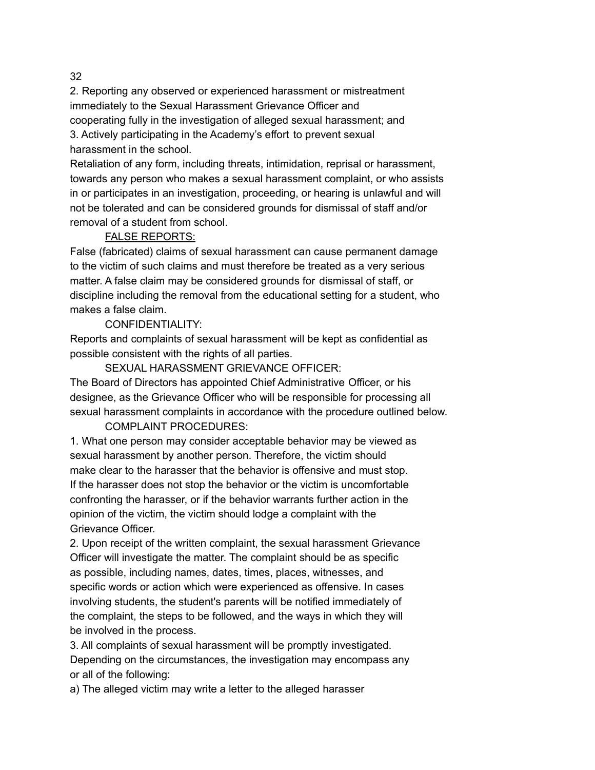2. Reporting any observed or experienced harassment or mistreatment immediately to the Sexual Harassment Grievance Officer and cooperating fully in the investigation of alleged sexual harassment; and
3. Actively participating in the Academy's effort to prevent sexual harassment in the school.

Retaliation of any form, including threats, intimidation, reprisal or harassment, towards any person who makes a sexual harassment complaint, or who assists in or participates in an investigation, proceeding, or hearing is unlawful and will not be tolerated and can be considered grounds for dismissal of staff and/or removal of a student from school.

<u>FALSE REPORTS:</u>

False (fabricated) claims of sexual harassment can cause permanent damage to the victim of such claims and must therefore be treated as a very serious matter. A false claim may be considered grounds for dismissal of staff, or discipline including the removal from the educational setting for a student, who makes a false claim.

CONFIDENTIALITY:

Reports and complaints of sexual harassment will be kept as confidential as possible consistent with the rights of all parties.

SEXUAL HARASSMENT GRIEVANCE OFFICER:

The Board of Directors has appointed Chief Administrative Officer, or his designee, as the Grievance Officer who will be responsible for processing all sexual harassment complaints in accordance with the procedure outlined below.

COMPLAINT PROCEDURES:

1. What one person may consider acceptable behavior may be viewed as sexual harassment by another person. Therefore, the victim should make clear to the harasser that the behavior is offensive and must stop. If the harasser does not stop the behavior or the victim is uncomfortable confronting the harasser, or if the behavior warrants further action in the opinion of the victim, the victim should lodge a complaint with the Grievance Officer.
2. Upon receipt of the written complaint, the sexual harassment Grievance Officer will investigate the matter. The complaint should be as specific as possible, including names, dates, times, places, witnesses, and specific words or action which were experienced as offensive. In cases involving students, the student's parents will be notified immediately of the complaint, the steps to be followed, and the ways in which they will be involved in the process.
3. All complaints of sexual harassment will be promptly investigated. Depending on the circumstances, the investigation may encompass any or all of the following:

a) The alleged victim may write a letter to the alleged harasser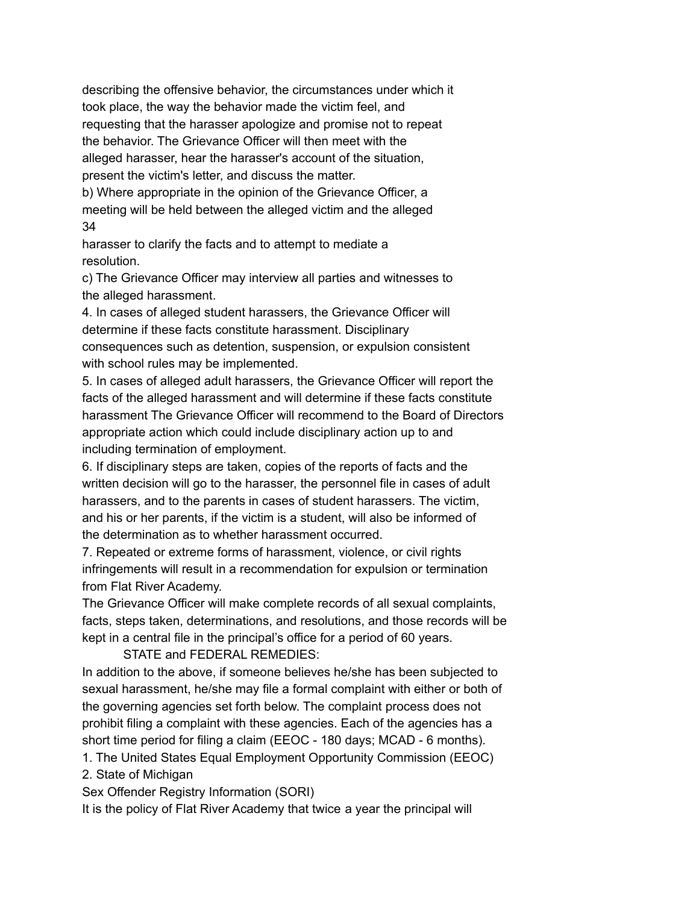describing the offensive behavior, the circumstances under which it took place, the way the behavior made the victim feel, and requesting that the harasser apologize and promise not to repeat the behavior. The Grievance Officer will then meet with the alleged harasser, hear the harasser's account of the situation, present the victim's letter, and discuss the matter.

b) Where appropriate in the opinion of the Grievance Officer, a meeting will be held between the alleged victim and the alleged harasser to clarify the facts and to attempt to mediate a resolution.

c) The Grievance Officer may interview all parties and witnesses to the alleged harassment.

4. In cases of alleged student harassers, the Grievance Officer will determine if these facts constitute harassment. Disciplinary consequences such as detention, suspension, or expulsion consistent with school rules may be implemented.
5. In cases of alleged adult harassers, the Grievance Officer will report the facts of the alleged harassment and will determine if these facts constitute harassment The Grievance Officer will recommend to the Board of Directors appropriate action which could include disciplinary action up to and including termination of employment.
6. If disciplinary steps are taken, copies of the reports of facts and the written decision will go to the harasser, the personnel file in cases of adult harassers, and to the parents in cases of student harassers. The victim, and his or her parents, if the victim is a student, will also be informed of the determination as to whether harassment occurred.
7. Repeated or extreme forms of harassment, violence, or civil rights infringements will result in a recommendation for expulsion or termination from Flat River Academy.

The Grievance Officer will make complete records of all sexual complaints, facts, steps taken, determinations, and resolutions, and those records will be kept in a central file in the principal's office for a period of 60 years.

STATE and FEDERAL REMEDIES:

In addition to the above, if someone believes he/she has been subjected to sexual harassment, he/she may file a formal complaint with either or both of the governing agencies set forth below. The complaint process does not prohibit filing a complaint with these agencies. Each of the agencies has a short time period for filing a claim (EEOC - 180 days; MCAD - 6 months).

1. The United States Equal Employment Opportunity Commission (EEOC)
2. State of Michigan

Sex Offender Registry Information (SORI)

It is the policy of Flat River Academy that twice a year the principal will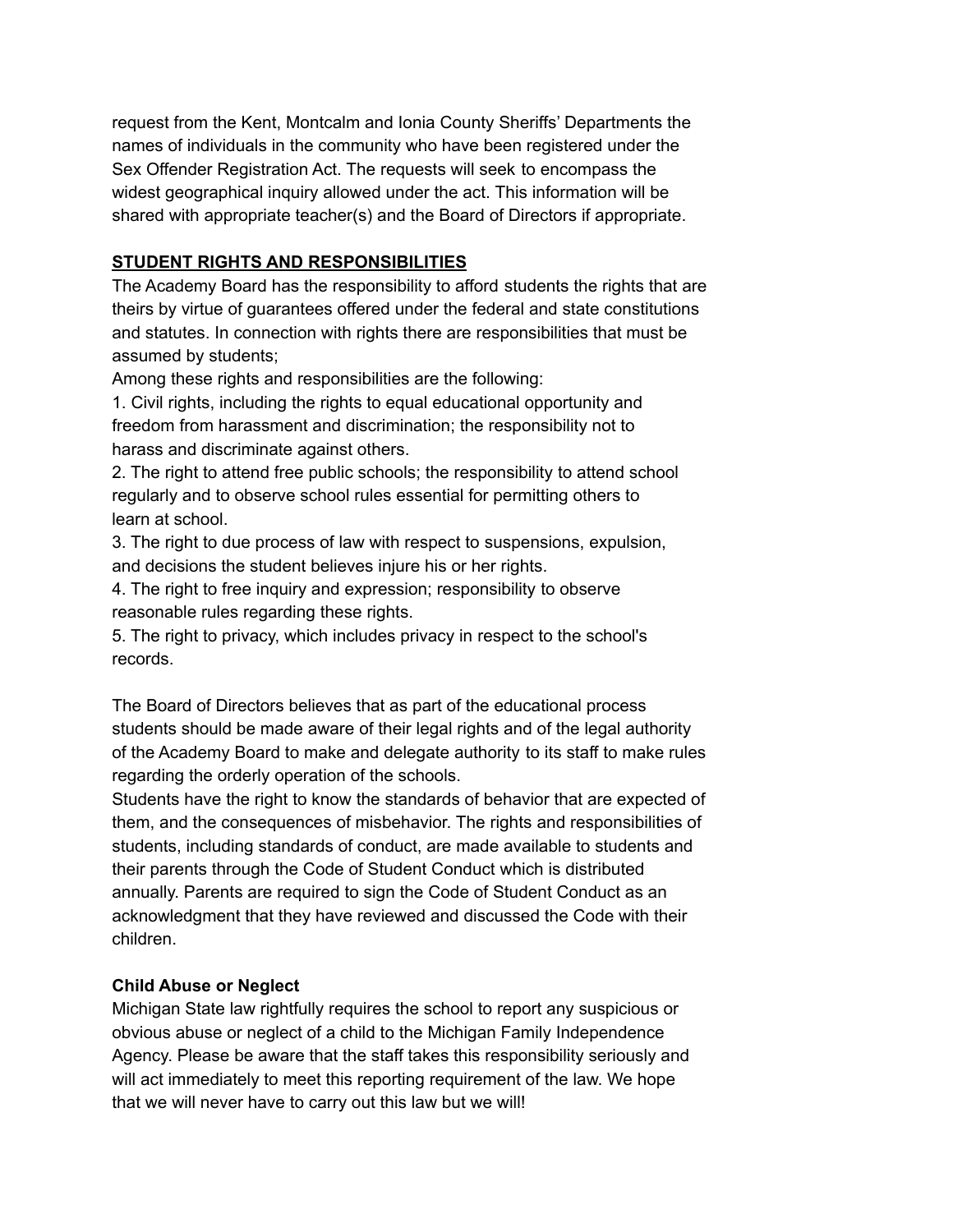request from the Kent, Montcalm and Ionia County Sheriffs' Departments the names of individuals in the community who have been registered under the Sex Offender Registration Act. The requests will seek to encompass the widest geographical inquiry allowed under the act. This information will be shared with appropriate teacher(s) and the Board of Directors if appropriate.

## STUDENT RIGHTS AND RESPONSIBILITIES

The Academy Board has the responsibility to afford students the rights that are theirs by virtue of guarantees offered under the federal and state constitutions and statutes. In connection with rights there are responsibilities that must be assumed by students;

Among these rights and responsibilities are the following:

1. Civil rights, including the rights to equal educational opportunity and freedom from harassment and discrimination; the responsibility not to harass and discriminate against others.
2. The right to attend free public schools; the responsibility to attend school regularly and to observe school rules essential for permitting others to learn at school.
3. The right to due process of law with respect to suspensions, expulsion, and decisions the student believes injure his or her rights.
4. The right to free inquiry and expression; responsibility to observe reasonable rules regarding these rights.
5. The right to privacy, which includes privacy in respect to the school's records.

The Board of Directors believes that as part of the educational process students should be made aware of their legal rights and of the legal authority of the Academy Board to make and delegate authority to its staff to make rules regarding the orderly operation of the schools.

Students have the right to know the standards of behavior that are expected of them, and the consequences of misbehavior. The rights and responsibilities of students, including standards of conduct, are made available to students and their parents through the Code of Student Conduct which is distributed annually. Parents are required to sign the Code of Student Conduct as an acknowledgment that they have reviewed and discussed the Code with their children.

### Child Abuse or Neglect

Michigan State law rightfully requires the school to report any suspicious or obvious abuse or neglect of a child to the Michigan Family Independence Agency. Please be aware that the staff takes this responsibility seriously and will act immediately to meet this reporting requirement of the law. We hope that we will never have to carry out this law but we will!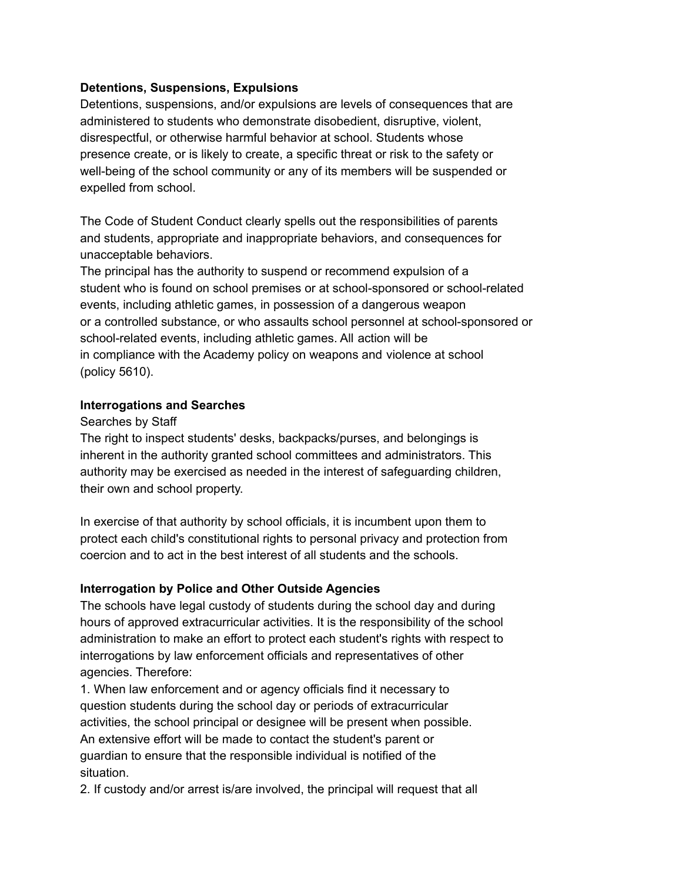**Detentions, Suspensions, Expulsions**

Detentions, suspensions, and/or expulsions are levels of consequences that are administered to students who demonstrate disobedient, disruptive, violent, disrespectful, or otherwise harmful behavior at school. Students whose presence create, or is likely to create, a specific threat or risk to the safety or well-being of the school community or any of its members will be suspended or expelled from school.

The Code of Student Conduct clearly spells out the responsibilities of parents and students, appropriate and inappropriate behaviors, and consequences for unacceptable behaviors.

The principal has the authority to suspend or recommend expulsion of a student who is found on school premises or at school-sponsored or school-related events, including athletic games, in possession of a dangerous weapon or a controlled substance, or who assaults school personnel at school-sponsored or school-related events, including athletic games. All action will be in compliance with the Academy policy on weapons and violence at school (policy 5610).

**Interrogations and Searches**

Searches by Staff

The right to inspect students' desks, backpacks/purses, and belongings is inherent in the authority granted school committees and administrators. This authority may be exercised as needed in the interest of safeguarding children, their own and school property.

In exercise of that authority by school officials, it is incumbent upon them to protect each child's constitutional rights to personal privacy and protection from coercion and to act in the best interest of all students and the schools.

**Interrogation by Police and Other Outside Agencies**

The schools have legal custody of students during the school day and during hours of approved extracurricular activities. It is the responsibility of the school administration to make an effort to protect each student's rights with respect to interrogations by law enforcement officials and representatives of other agencies. Therefore:

1. When law enforcement and or agency officials find it necessary to question students during the school day or periods of extracurricular activities, the school principal or designee will be present when possible. An extensive effort will be made to contact the student's parent or guardian to ensure that the responsible individual is notified of the situation.
2. If custody and/or arrest is/are involved, the principal will request that all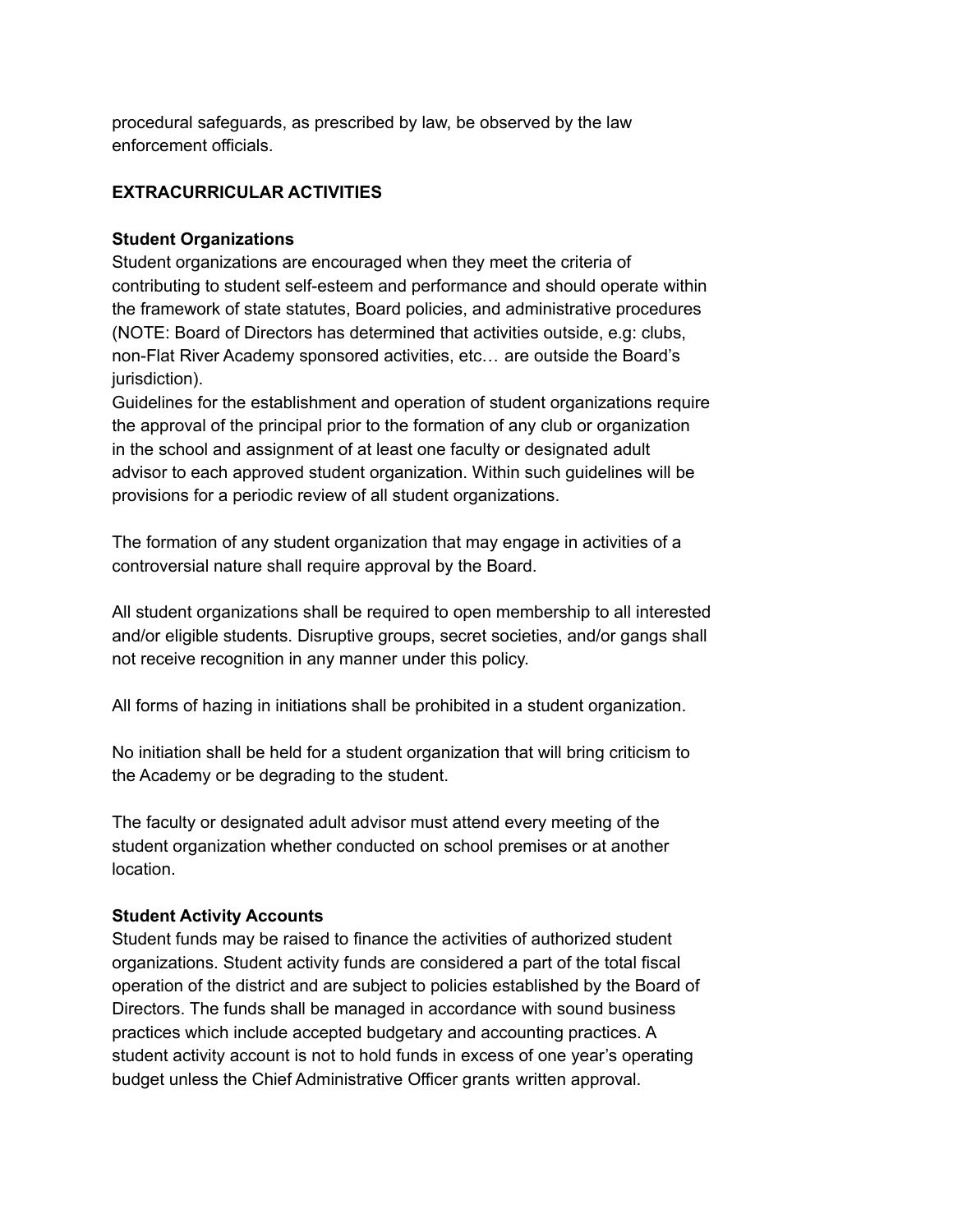procedural safeguards, as prescribed by law, be observed by the law enforcement officials.

## EXTRACURRICULAR ACTIVITIES

### Student Organizations

Student organizations are encouraged when they meet the criteria of contributing to student self-esteem and performance and should operate within the framework of state statutes, Board policies, and administrative procedures (NOTE: Board of Directors has determined that activities outside, e.g: clubs, non-Flat River Academy sponsored activities, etc… are outside the Board's jurisdiction).

Guidelines for the establishment and operation of student organizations require the approval of the principal prior to the formation of any club or organization in the school and assignment of at least one faculty or designated adult advisor to each approved student organization. Within such guidelines will be provisions for a periodic review of all student organizations.

The formation of any student organization that may engage in activities of a controversial nature shall require approval by the Board.

All student organizations shall be required to open membership to all interested and/or eligible students. Disruptive groups, secret societies, and/or gangs shall not receive recognition in any manner under this policy.

All forms of hazing in initiations shall be prohibited in a student organization.

No initiation shall be held for a student organization that will bring criticism to the Academy or be degrading to the student.

The faculty or designated adult advisor must attend every meeting of the student organization whether conducted on school premises or at another location.

### Student Activity Accounts

Student funds may be raised to finance the activities of authorized student organizations. Student activity funds are considered a part of the total fiscal operation of the district and are subject to policies established by the Board of Directors. The funds shall be managed in accordance with sound business practices which include accepted budgetary and accounting practices. A student activity account is not to hold funds in excess of one year's operating budget unless the Chief Administrative Officer grants written approval.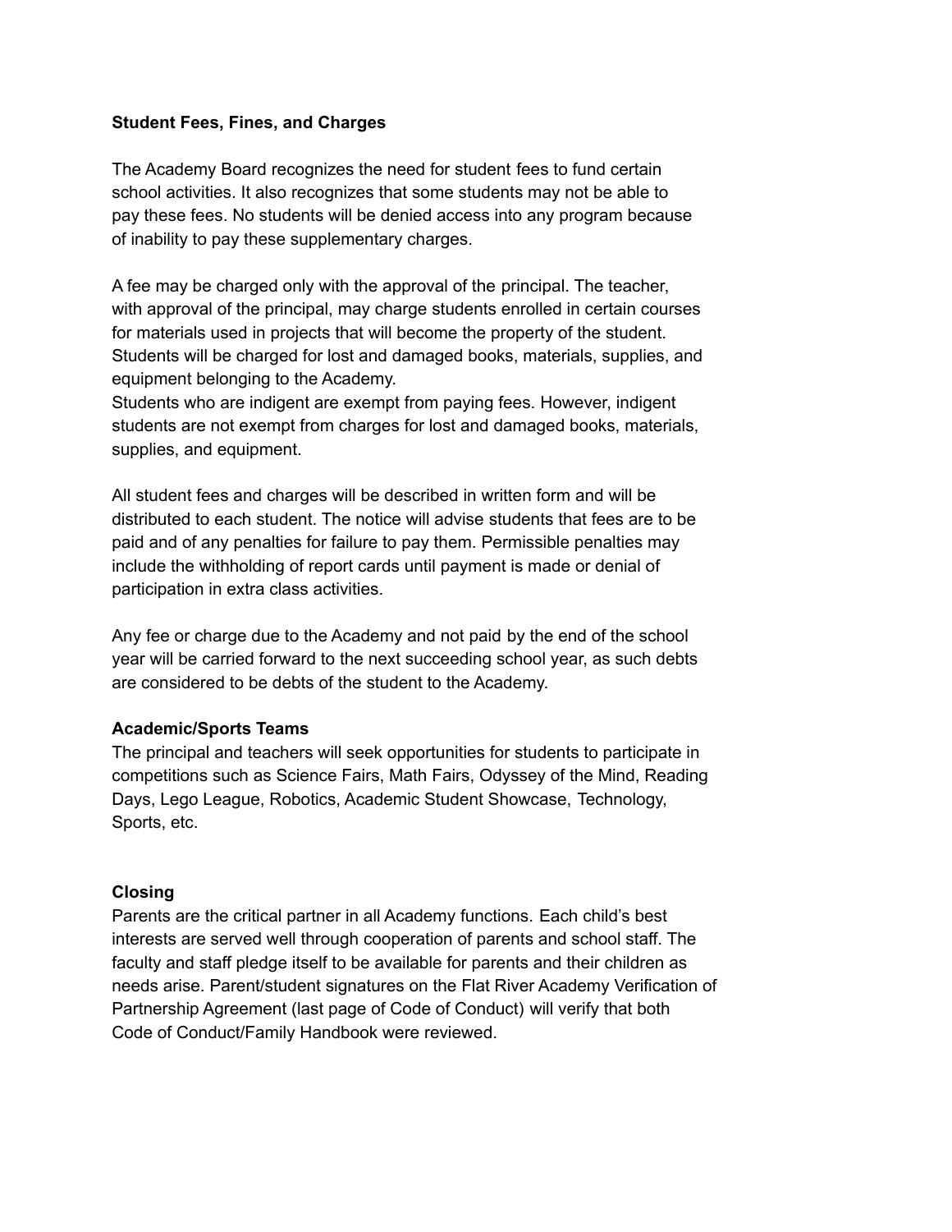**Student Fees, Fines, and Charges**

The Academy Board recognizes the need for student fees to fund certain school activities. It also recognizes that some students may not be able to pay these fees. No students will be denied access into any program because of inability to pay these supplementary charges.

A fee may be charged only with the approval of the principal. The teacher, with approval of the principal, may charge students enrolled in certain courses for materials used in projects that will become the property of the student. Students will be charged for lost and damaged books, materials, supplies, and equipment belonging to the Academy.
Students who are indigent are exempt from paying fees. However, indigent students are not exempt from charges for lost and damaged books, materials, supplies, and equipment.

All student fees and charges will be described in written form and will be distributed to each student. The notice will advise students that fees are to be paid and of any penalties for failure to pay them. Permissible penalties may include the withholding of report cards until payment is made or denial of participation in extra class activities.

Any fee or charge due to the Academy and not paid by the end of the school year will be carried forward to the next succeeding school year, as such debts are considered to be debts of the student to the Academy.

**Academic/Sports Teams**
The principal and teachers will seek opportunities for students to participate in competitions such as Science Fairs, Math Fairs, Odyssey of the Mind, Reading Days, Lego League, Robotics, Academic Student Showcase, Technology, Sports, etc.

**Closing**
Parents are the critical partner in all Academy functions. Each child's best interests are served well through cooperation of parents and school staff. The faculty and staff pledge itself to be available for parents and their children as needs arise. Parent/student signatures on the Flat River Academy Verification of Partnership Agreement (last page of Code of Conduct) will verify that both Code of Conduct/Family Handbook were reviewed.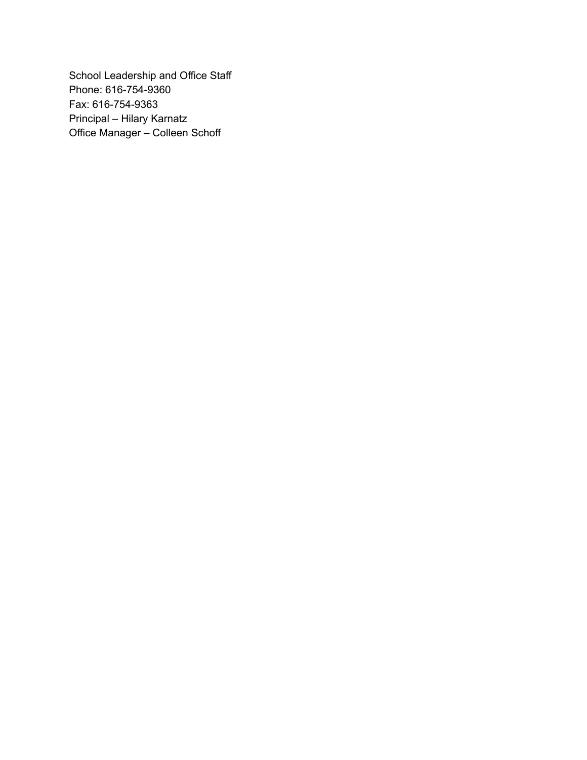School Leadership and Office Staff
Phone: 616-754-9360
Fax: 616-754-9363
Principal – Hilary Karnatz
Office Manager – Colleen Schoff